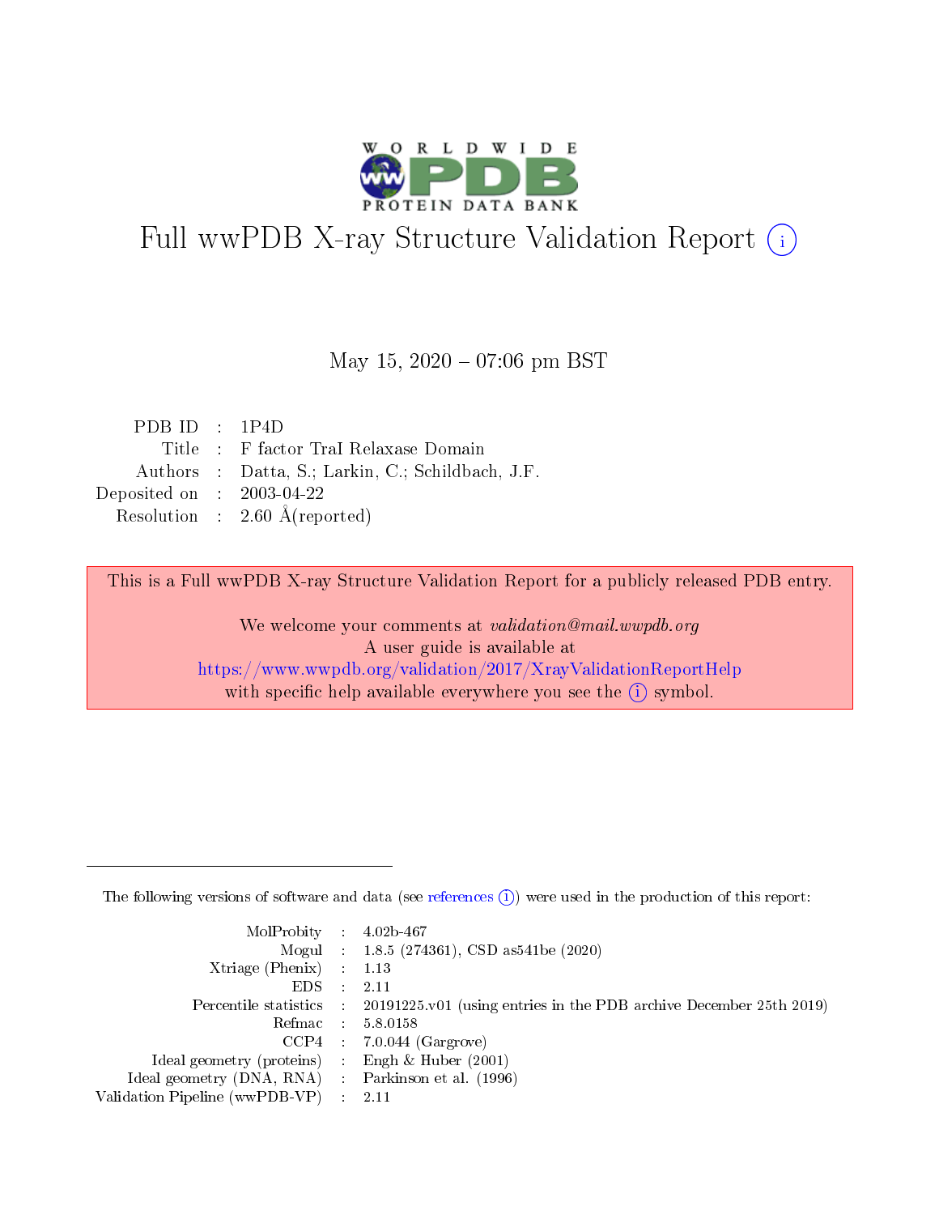# Full wwPDB X-ray Structure Validation Report (i)

May 15, 2020 – 07:06 pm BST

| | | |
|---|---|---|
| PDB ID | : | 1P4D |
| Title | : | F factor TraI Relaxase Domain |
| Authors | : | Datta, S.; Larkin, C.; Schildbach, J.F. |
| Deposited on | : | 2003-04-22 |
| Resolution | : | 2.60 Å(reported) |

This is a Full wwPDB X-ray Structure Validation Report for a publicly released PDB entry.

We welcome your comments at *validation@mail.wwpdb.org*
A user guide is available at
https://www.wwpdb.org/validation/2017/XrayValidationReportHelp
with specific help available everywhere you see the (i) symbol.

---

The following versions of software and data (see references (i)) were used in the production of this report:

| | | |
|---|---|---|
| MolProbity | : | 4.02b-467 |
| Mogul | : | 1.8.5 (274361), CSD as541be (2020) |
| Xtriage (Phenix) | : | 1.13 |
| EDS | : | 2.11 |
| Percentile statistics | : | 20191225.v01 (using entries in the PDB archive December 25th 2019) |
| Refmac | : | 5.8.0158 |
| CCP4 | : | 7.0.044 (Gargrove) |
| Ideal geometry (proteins) | : | Engh & Huber (2001) |
| Ideal geometry (DNA, RNA) | : | Parkinson et al. (1996) |
| Validation Pipeline (wwPDB-VP) | : | 2.11 |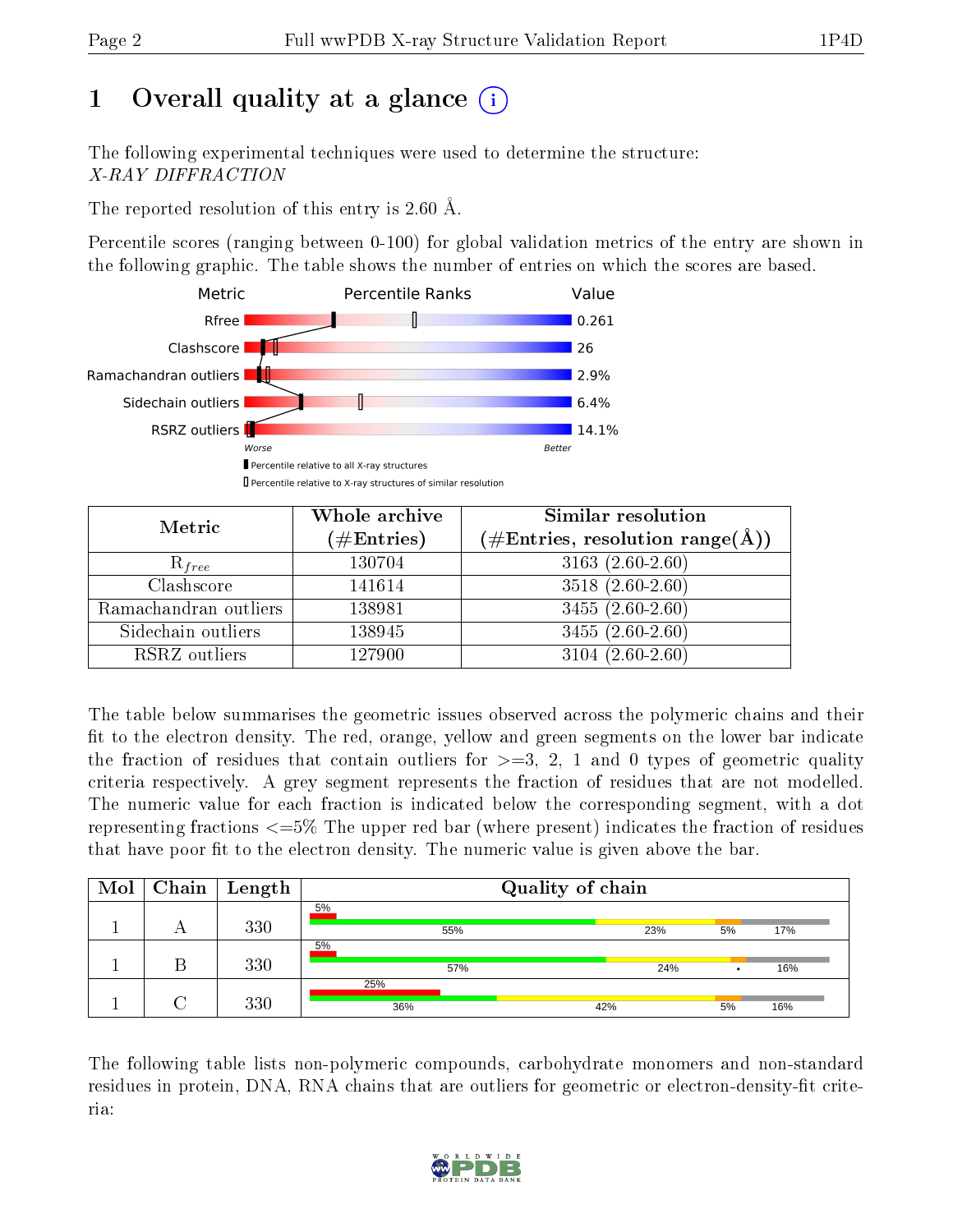# 1 Overall quality at a glance

The following experimental techniques were used to determine the structure:
*X-RAY DIFFRACTION*

The reported resolution of this entry is 2.60 Å.

Percentile scores (ranging between 0-100) for global validation metrics of the entry are shown in the following graphic. The table shows the number of entries on which the scores are based.

| Metric | Value |
|---|---|
| Rfree | 0.261 |
| Clashscore | 26 |
| Ramachandran outliers | 2.9% |
| Sidechain outliers | 6.4% |
| RSRZ outliers | 14.1% |

| Metric | Whole archive (#Entries) | Similar resolution (#Entries, resolution range(Å)) |
|---|---|---|
| $R_{free}$ | 130704 | 3163 (2.60-2.60) |
| Clashscore | 141614 | 3518 (2.60-2.60) |
| Ramachandran outliers | 138981 | 3455 (2.60-2.60) |
| Sidechain outliers | 138945 | 3455 (2.60-2.60) |
| RSRZ outliers | 127900 | 3104 (2.60-2.60) |

The table below summarises the geometric issues observed across the polymeric chains and their fit to the electron density. The red, orange, yellow and green segments on the lower bar indicate the fraction of residues that contain outliers for >=3, 2, 1 and 0 types of geometric quality criteria respectively. A grey segment represents the fraction of residues that are not modelled. The numeric value for each fraction is indicated below the corresponding segment, with a dot representing fractions <=5% The upper red bar (where present) indicates the fraction of residues that have poor fit to the electron density. The numeric value is given above the bar.

| Mol | Chain | Length | Quality of chain |
|---|---|---|---|
| 1 | A | 330 | 5% / 55% , 23% , 5% , 17% |
| 1 | B | 330 | 5% / 57% , 24% , • , 16% |
| 1 | C | 330 | 25% / 36% , 42% , 5% , 16% |

The following table lists non-polymeric compounds, carbohydrate monomers and non-standard residues in protein, DNA, RNA chains that are outliers for geometric or electron-density-fit criteria: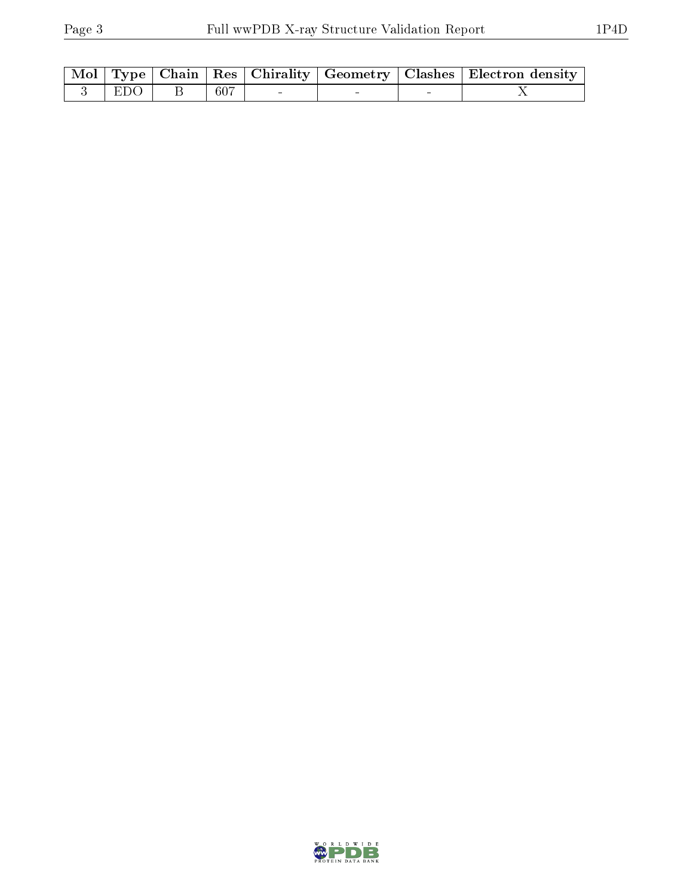| Mol | Type | Chain | Res | Chirality | Geometry | Clashes | Electron density |
|---|---|---|---|---|---|---|---|
| 3 | EDO | B | 607 | - | - | - | X |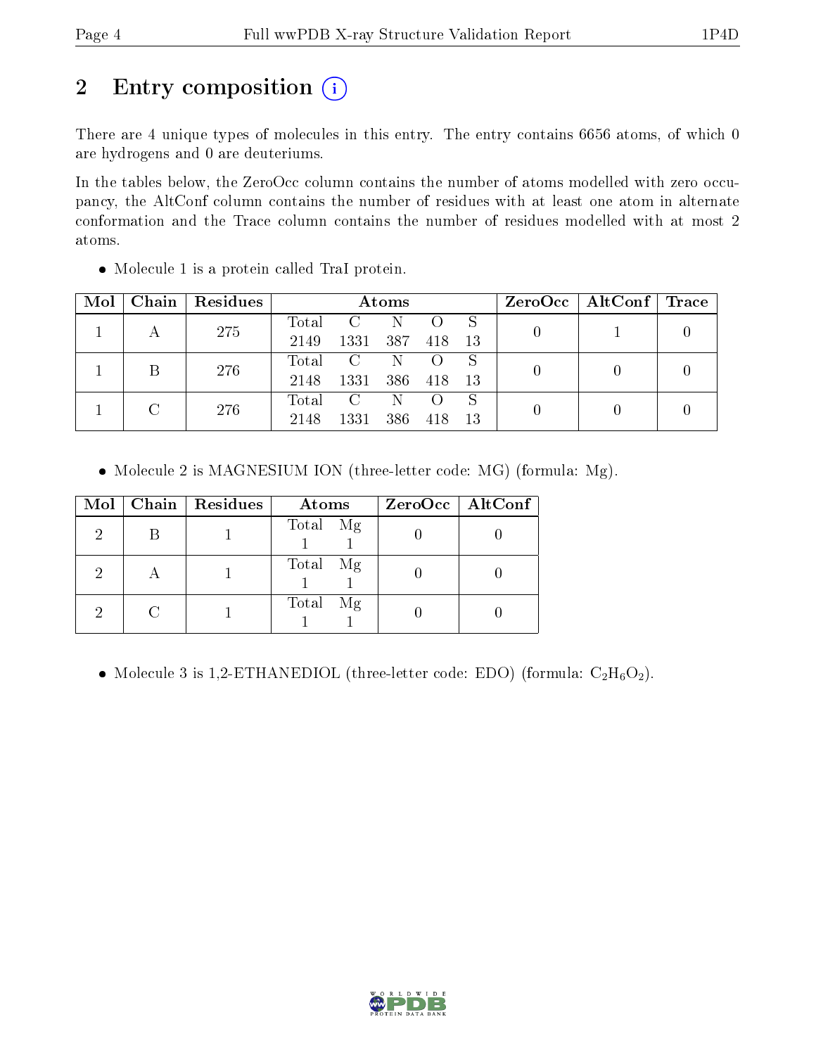# 2 Entry composition (i)

There are 4 unique types of molecules in this entry. The entry contains 6656 atoms, of which 0 are hydrogens and 0 are deuteriums.

In the tables below, the ZeroOcc column contains the number of atoms modelled with zero occupancy, the AltConf column contains the number of residues with at least one atom in alternate conformation and the Trace column contains the number of residues modelled with at most 2 atoms.

- Molecule 1 is a protein called TraI protein.

| Mol | Chain | Residues | Atoms | | | | | ZeroOcc | AltConf | Trace |
|---|---|---|---|---|---|---|---|---|---|---|
| 1 | A | 275 | Total<br>2149 | C<br>1331 | N<br>387 | O<br>418 | S<br>13 | 0 | 1 | 0 |
| 1 | B | 276 | Total<br>2148 | C<br>1331 | N<br>386 | O<br>418 | S<br>13 | 0 | 0 | 0 |
| 1 | C | 276 | Total<br>2148 | C<br>1331 | N<br>386 | O<br>418 | S<br>13 | 0 | 0 | 0 |

- Molecule 2 is MAGNESIUM ION (three-letter code: MG) (formula: Mg).

| Mol | Chain | Residues | Atoms | | ZeroOcc | AltConf |
|---|---|---|---|---|---|---|
| 2 | B | 1 | Total<br>1 | Mg<br>1 | 0 | 0 |
| 2 | A | 1 | Total<br>1 | Mg<br>1 | 0 | 0 |
| 2 | C | 1 | Total<br>1 | Mg<br>1 | 0 | 0 |

- Molecule 3 is 1,2-ETHANEDIOL (three-letter code: EDO) (formula: $C_2H_6O_2$).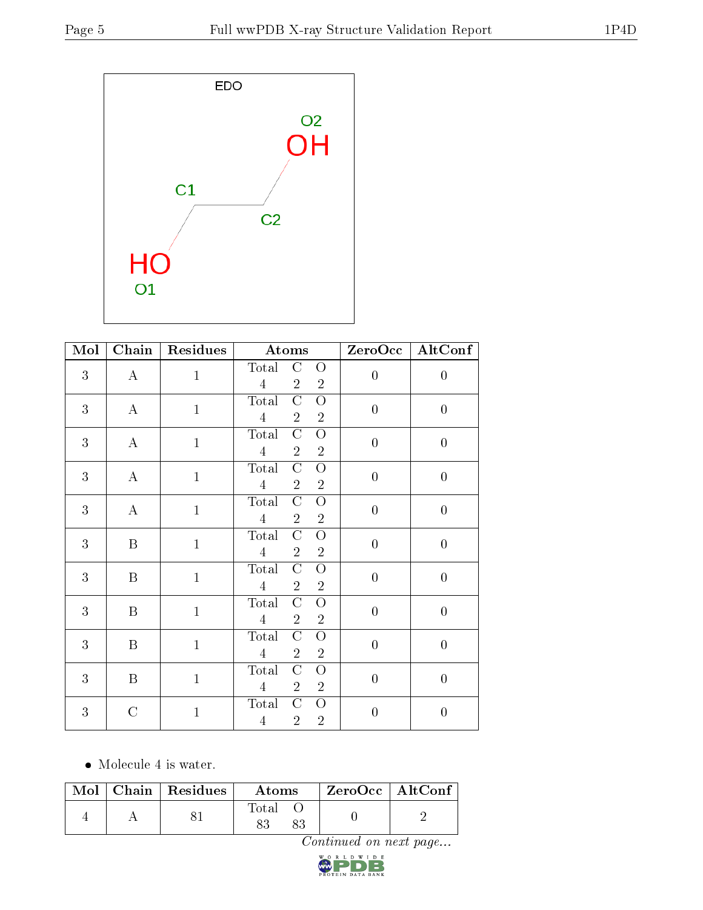EDO

| Mol | Chain | Residues | Atoms | | | ZeroOcc | AltConf |
|---|---|---|---|---|---|---|---|
| | | | Total | C | O | | |
| 3 | A | 1 | 4 | 2 | 2 | 0 | 0 |
| 3 | A | 1 | 4 | 2 | 2 | 0 | 0 |
| 3 | A | 1 | 4 | 2 | 2 | 0 | 0 |
| 3 | A | 1 | 4 | 2 | 2 | 0 | 0 |
| 3 | A | 1 | 4 | 2 | 2 | 0 | 0 |
| 3 | B | 1 | 4 | 2 | 2 | 0 | 0 |
| 3 | B | 1 | 4 | 2 | 2 | 0 | 0 |
| 3 | B | 1 | 4 | 2 | 2 | 0 | 0 |
| 3 | B | 1 | 4 | 2 | 2 | 0 | 0 |
| 3 | B | 1 | 4 | 2 | 2 | 0 | 0 |
| 3 | C | 1 | 4 | 2 | 2 | 0 | 0 |

- Molecule 4 is water.

| Mol | Chain | Residues | Atoms | | ZeroOcc | AltConf |
|---|---|---|---|---|---|---|
| | | | Total | O | | |
| 4 | A | 81 | 83 | 83 | 0 | 2 |

*Continued on next page...*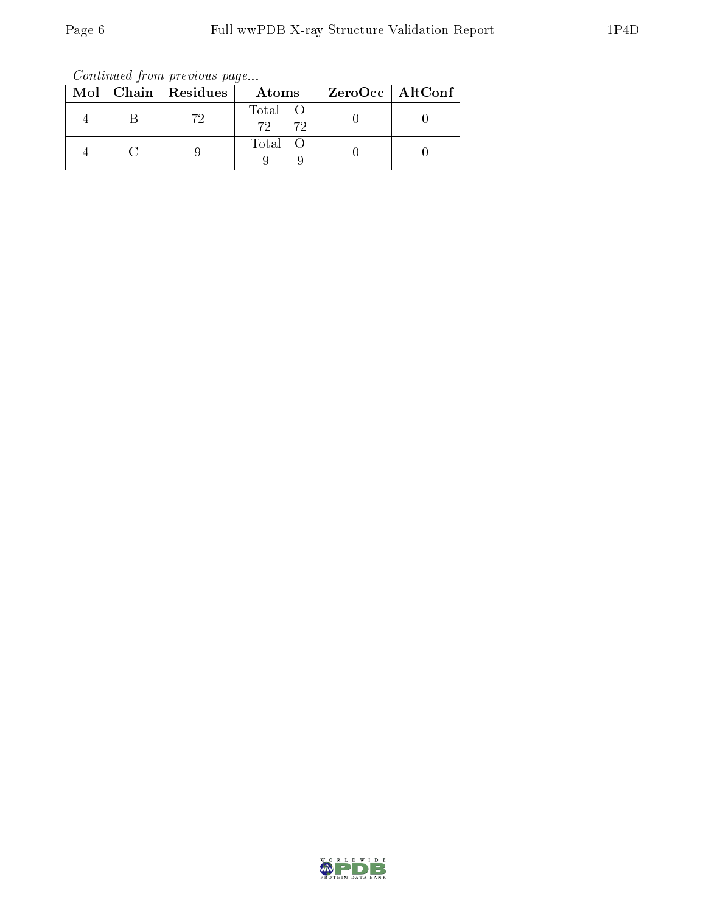*Continued from previous page...*

| Mol | Chain | Residues | Atoms | ZeroOcc | AltConf |
|---|---|---|---|---|---|
| 4 | B | 72 | Total O<br>72 72 | 0 | 0 |
| 4 | C | 9 | Total O<br>9 9 | 0 | 0 |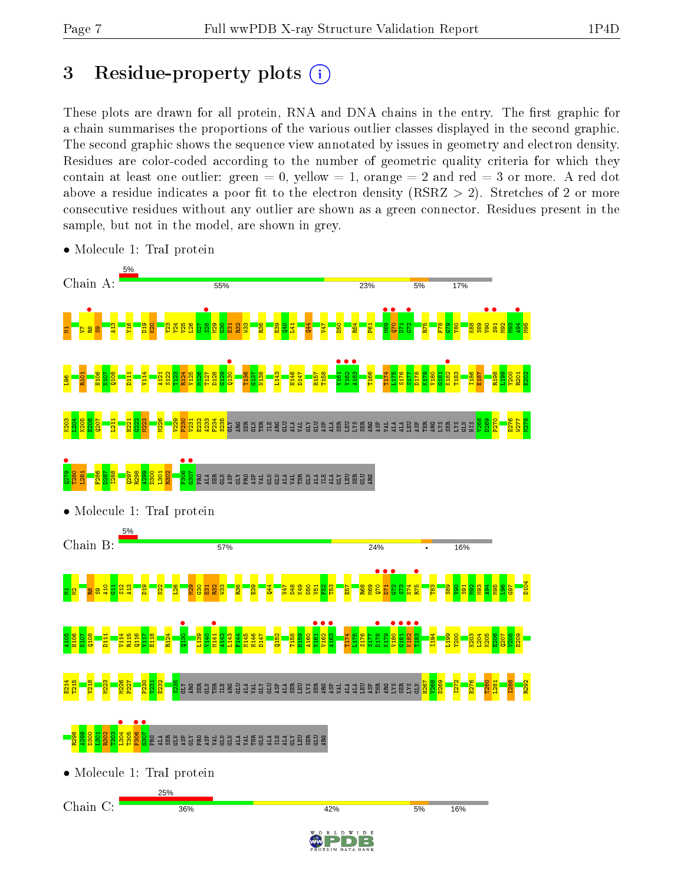# 3 Residue-property plots

These plots are drawn for all protein, RNA and DNA chains in the entry. The first graphic for a chain summarises the proportions of the various outlier classes displayed in the second graphic. The second graphic shows the sequence view annotated by issues in geometry and electron density. Residues are color-coded according to the number of geometric quality criteria for which they contain at least one outlier: green = 0, yellow = 1, orange = 2 and red = 3 or more. A red dot above a residue indicates a poor fit to the electron density (RSRZ > 2). Stretches of 2 or more consecutive residues without any outlier are shown as a green connector. Residues present in the sample, but not in the model, are shown in grey.

- Molecule 1: TraI protein

Chain A: 5% | 55% | 23% | 5% | 17%

M1 V7 R8 S9 A13 Y16 D19 K20 Y23 Y24 V25 L26 G27 S28 M29 G30 E31 R32 W33 R36 E39 Q40 L41 Q44 V47 D50 R54 P61 M69 Q70 D71 G72 R75 P78 G79 Y80 K88 S89 Y90 S91 M92 M93 A94 M95 I96 R101 H106 N107 Q108 D111 V114 A121 S122 T123 R124 V125 M126 T127 D128 G129 Q130 T136 G137 M138 I143 H146 D147 H157 T158 V161 V162 A163 T166 T174 L175 S176 S177 D178 K179 V180 G181 K182 T183 I186 E187 R198 L199 Y200 R201 E202 K203 L204 K205 E206 Q207 L211 H221 G222 M223 M226 V229 P230 V231 E232 A233 P234 S235 GLY ARG SER GLN THR ILE ARG GLU ALA VAL GLY GLU ASP ALA SER LEU LYS SER ARG ASP VAL ALA ALA LEU ASP THR ARG LYS SER LYS GLN HIS V268 D269 P270 E276 W277 M278 Q279 T280 L281 F286 D287 I288 Q297 R298 A299 D300 L301 R302 P306 G307 PRO ALA SER GLN ASP GLY PRO ASP VAL GLN GLN ALA VAL THR GLN ALA ILE ALA GLY LEU SER GLU ARG

- Molecule 1: TraI protein

Chain B: 5% | 57% | 24% | • | 16%

M1 M2 R8 S9 A10 G11 S12 A13 D19 N22 L26 M29 G30 E31 R32 W33 R36 E39 Q44 V47 D48 K49 D50 V51 P52 T53 E57 R68 M69 Q70 D71 G72 S73 N74 R75 T83 S89 Y90 S91 M92 M93 A94 M95 I96 G97 D104 A105 H106 N107 Q108 D111 V114 R115 Q116 V117 E118 R124 Q130 L139 M140 M141 A142 L143 F144 N145 H146 D147 Q152 T158 H159 A160 V161 V162 A163 T174 L175 S176 S177 D178 K179 V180 G181 K182 T183 I194 L199 Y200 K203 L204 K205 E206 Q207 V208 E209 E214 T215 V218 M223 M226 P227 P230 V231 E232 S235 GLY ARG SER GLN THR ILE ARG GLU ALA VAL GLY GLU ASP ALA SER LEU LYS SER ARG ASP VAL ALA ALA LEU ASP THR ARG LYS SER LYS GLN H267 V268 D269 I272 E276 T280 L281 I288 R292 R298 A299 D300 L301 R302 T303 L304 T305 P306 G307 PRO ALA SER GLN ASP GLY PRO ASP VAL GLN GLN ALA VAL THR GLN ALA ILE ALA GLY LEU SER GLU ARG

- Molecule 1: TraI protein

Chain C: 25% | 36% | 42% | 5% | 16%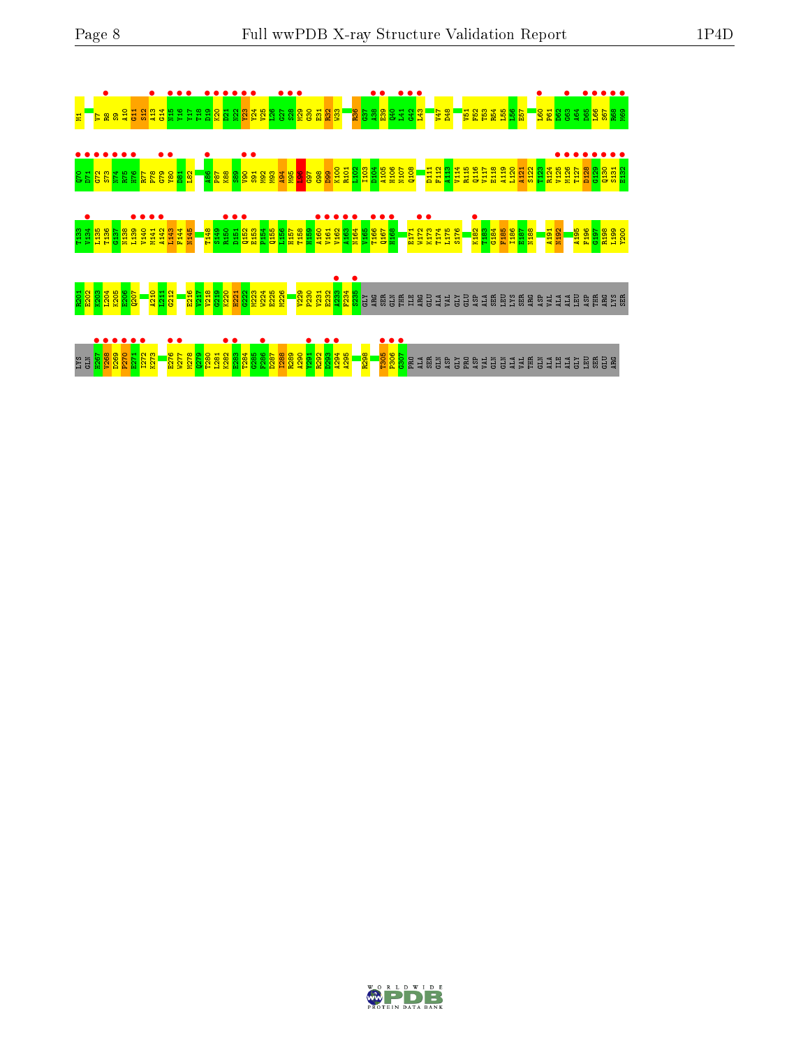M1 V7 R8 S9 A10 G11 S12 A13 G14 N15 Y16 Y17 T18 D19 K20 D21 N22 Y23 E24 V25 L26 G27 S28 M29 G30 E31 R32 W33 R36 G37 A38 E39 Q40 L41 G42 L43 V47 D48 V51 F52 T53 R54 L55 L56 E57 L60 P61 D62 G63 A64 D65 L66 S67 R68 M69

Q70 D71 G72 S73 N74 R75 H76 R77 P78 G79 Y80 D81 L82 A86 P87 K88 S89 V90 S91 N92 M93 A94 M95 L96 G97 G98 D99 K100 R101 L102 I103 D104 A105 H106 N107 Q108 D111 F112 A113 V114 R115 Q116 V117 E118 A119 L120 A121 S122 T123 R124 V125 M126 T127 D128 G129 Q130 S131 E132

T133 V134 L135 T136 G137 N138 L139 V140 M141 A142 L143 F144 N145 T148 S149 R150 D151 Q152 E153 P154 Q155 L156 H157 T158 H159 A160 V161 V162 A163 N164 V165 T166 Q167 H168 E171 W172 K173 T174 L175 S176 K182 T183 G184 F185 I186 E187 N188 A191 N192 A195 F196 G197 R198 L199 Y200

R201 E202 W203 L204 K205 E206 Q207 A210 L211 G212 E216 V217 V218 G219 K220 H221 G222 N223 W224 E225 M226 V229 P230 V231 E232 A233 F234 S235 GLY ARG SER GLN THR ILE ARG GLU ALA VAL GLY GLU ASP ALA SER LEU LYS SER ARG ASP VAL ALA ALA LEU ASP THR ARG LYS SER

LYS GLN H267 V268 D269 P270 E271 I272 K273 E276 W277 M278 Q279 T280 L281 K282 E283 T284 Q285 F286 D287 I288 R289 A290 Y291 R292 D293 A294 A295 R298 T305 P306 G307 PRO ALA SER GLN ASP GLY PRO ASP VAL GLN GLN ALA VAL THR GLN ALA ILE ALA GLY LEU SER GLU ARG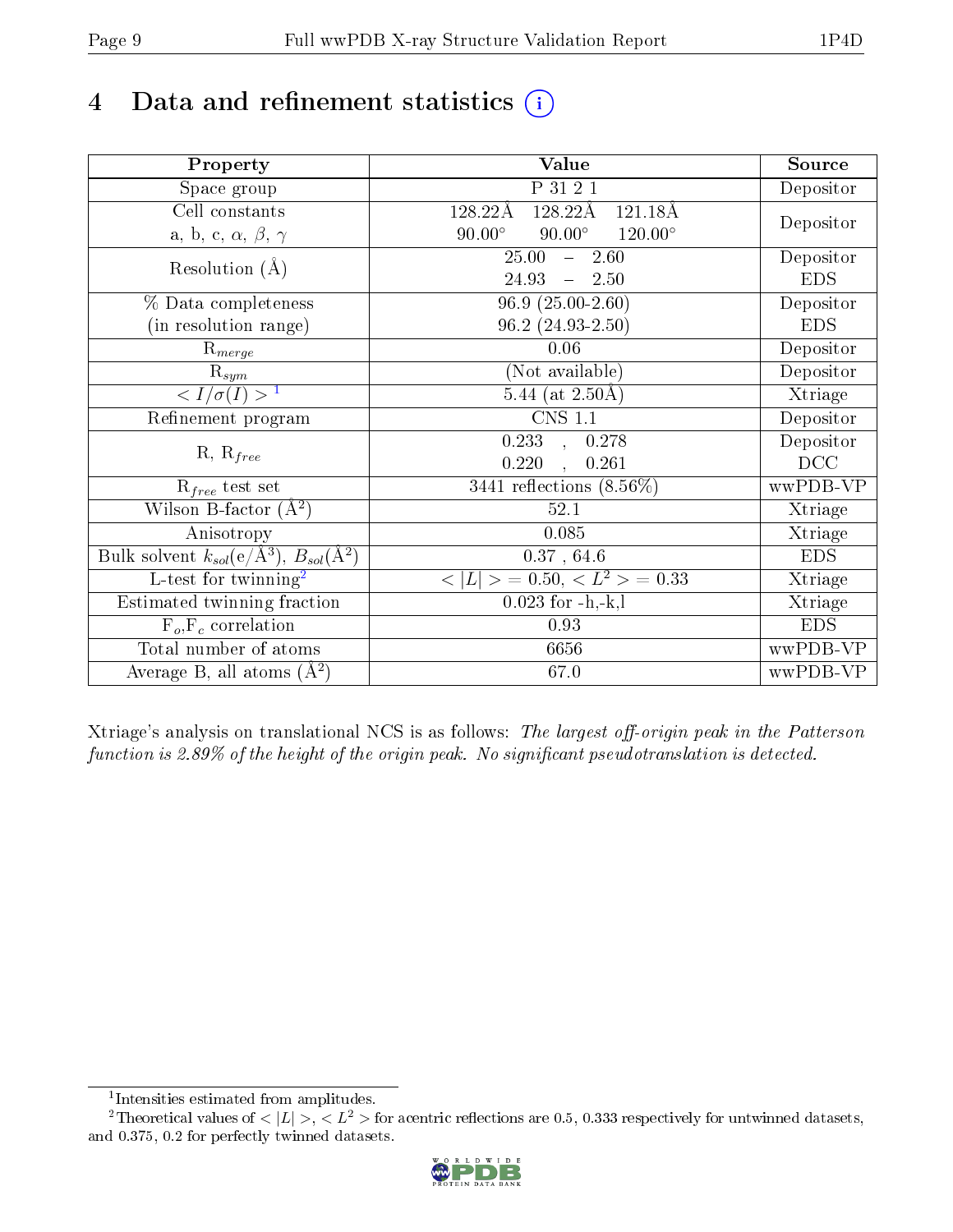# 4 Data and refinement statistics

| Property | Value | Source |
|---|---|---|
| Space group | P 31 2 1 | Depositor |
| Cell constants<br>a, b, c, $\alpha$, $\beta$, $\gamma$ | 128.22Å 128.22Å 121.18Å<br>90.00° 90.00° 120.00° | Depositor |
| Resolution (Å) | 25.00 – 2.60<br>24.93 – 2.50 | Depositor<br>EDS |
| % Data completeness<br>(in resolution range) | 96.9 (25.00-2.60)<br>96.2 (24.93-2.50) | Depositor<br>EDS |
| $R_{merge}$ | 0.06 | Depositor |
| $R_{sym}$ | (Not available) | Depositor |
| $< I/\sigma(I) >$ [1] | 5.44 (at 2.50Å) | Xtriage |
| Refinement program | CNS 1.1 | Depositor |
| R, $R_{free}$ | 0.233 , 0.278<br>0.220 , 0.261 | Depositor<br>DCC |
| $R_{free}$ test set | 3441 reflections (8.56%) | wwPDB-VP |
| Wilson B-factor (Å$^2$) | 52.1 | Xtriage |
| Anisotropy | 0.085 | Xtriage |
| Bulk solvent $k_{sol}$(e/Å$^3$), $B_{sol}$(Å$^2$) | 0.37 , 64.6 | EDS |
| L-test for twinning[2] | $< \|L\| >$ = 0.50, $< L^2 >$ = 0.33 | Xtriage |
| Estimated twinning fraction | 0.023 for -h,-k,l | Xtriage |
| $F_o$,$F_c$ correlation | 0.93 | EDS |
| Total number of atoms | 6656 | wwPDB-VP |
| Average B, all atoms (Å$^2$) | 67.0 | wwPDB-VP |

Xtriage's analysis on translational NCS is as follows: *The largest off-origin peak in the Patterson function is 2.89% of the height of the origin peak. No significant pseudotranslation is detected.*

[1] Intensities estimated from amplitudes.

[2] Theoretical values of $< |L| >$, $< L^2 >$ for acentric reflections are 0.5, 0.333 respectively for untwinned datasets, and 0.375, 0.2 for perfectly twinned datasets.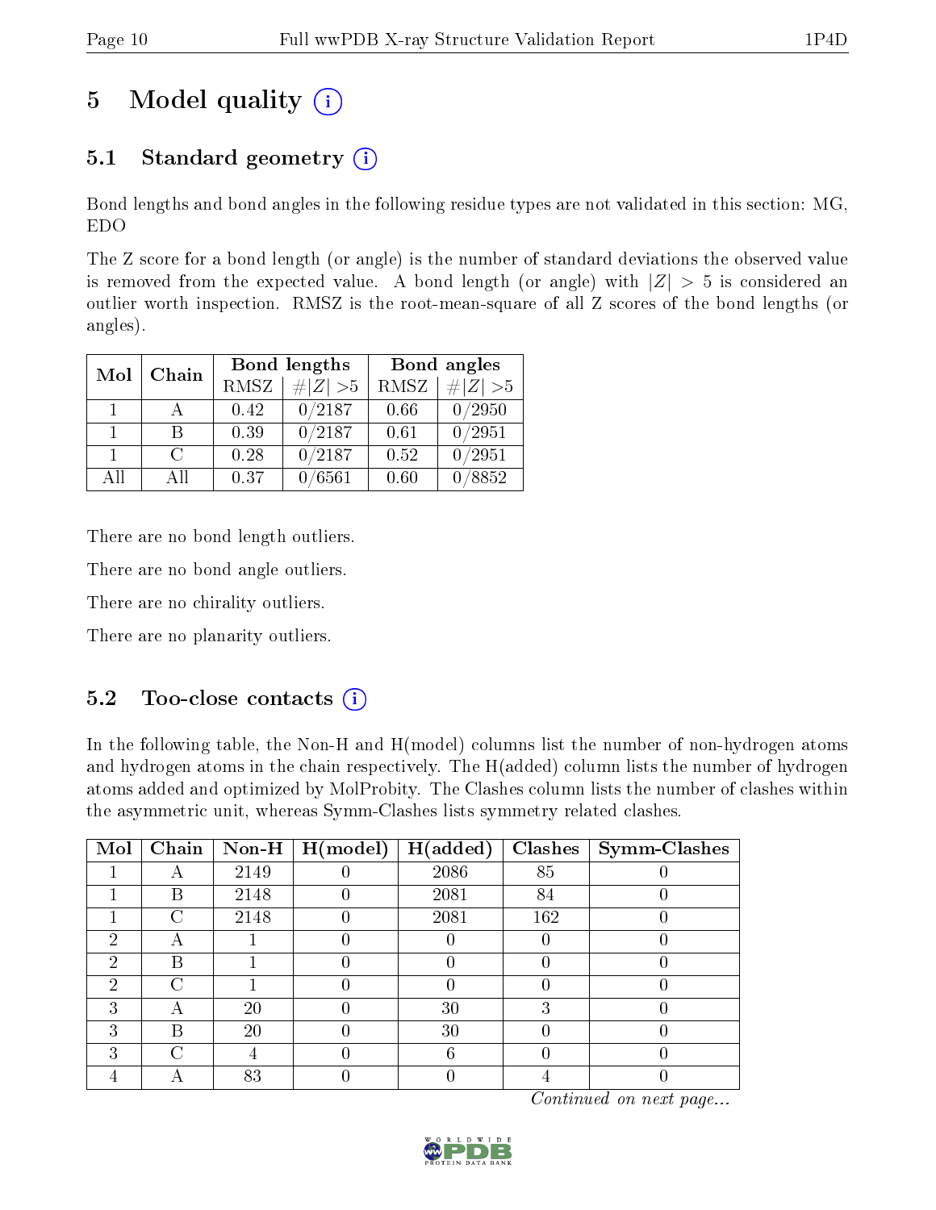# 5 Model quality

## 5.1 Standard geometry

Bond lengths and bond angles in the following residue types are not validated in this section: MG, EDO

The Z score for a bond length (or angle) is the number of standard deviations the observed value is removed from the expected value. A bond length (or angle) with $|Z| > 5$ is considered an outlier worth inspection. RMSZ is the root-mean-square of all Z scores of the bond lengths (or angles).

| Mol | Chain | Bond lengths | | Bond angles | |
|---|---|---|---|---|---|
| | | RMSZ | $\#\|Z\| > 5$ | RMSZ | $\#\|Z\| > 5$ |
| 1 | A | 0.42 | 0/2187 | 0.66 | 0/2950 |
| 1 | B | 0.39 | 0/2187 | 0.61 | 0/2951 |
| 1 | C | 0.28 | 0/2187 | 0.52 | 0/2951 |
| All | All | 0.37 | 0/6561 | 0.60 | 0/8852 |

There are no bond length outliers.

There are no bond angle outliers.

There are no chirality outliers.

There are no planarity outliers.

## 5.2 Too-close contacts

In the following table, the Non-H and H(model) columns list the number of non-hydrogen atoms and hydrogen atoms in the chain respectively. The H(added) column lists the number of hydrogen atoms added and optimized by MolProbity. The Clashes column lists the number of clashes within the asymmetric unit, whereas Symm-Clashes lists symmetry related clashes.

| Mol | Chain | Non-H | H(model) | H(added) | Clashes | Symm-Clashes |
|---|---|---|---|---|---|---|
| 1 | A | 2149 | 0 | 2086 | 85 | 0 |
| 1 | B | 2148 | 0 | 2081 | 84 | 0 |
| 1 | C | 2148 | 0 | 2081 | 162 | 0 |
| 2 | A | 1 | 0 | 0 | 0 | 0 |
| 2 | B | 1 | 0 | 0 | 0 | 0 |
| 2 | C | 1 | 0 | 0 | 0 | 0 |
| 3 | A | 20 | 0 | 30 | 3 | 0 |
| 3 | B | 20 | 0 | 30 | 0 | 0 |
| 3 | C | 4 | 0 | 6 | 0 | 0 |
| 4 | A | 83 | 0 | 0 | 4 | 0 |

*Continued on next page...*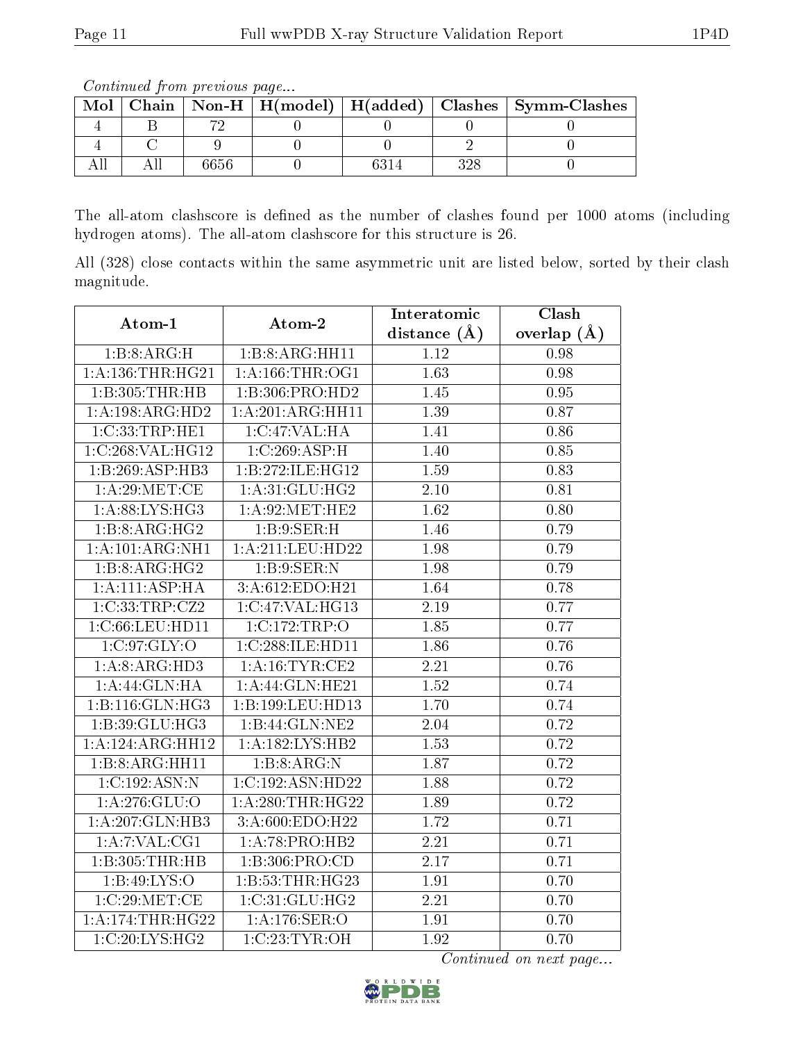*Continued from previous page...*

| Mol | Chain | Non-H | H(model) | H(added) | Clashes | Symm-Clashes |
|---|---|---|---|---|---|---|
| 4 | B | 72 | 0 | 0 | 0 | 0 |
| 4 | C | 9 | 0 | 0 | 2 | 0 |
| All | All | 6656 | 0 | 6314 | 328 | 0 |

The all-atom clashscore is defined as the number of clashes found per 1000 atoms (including hydrogen atoms). The all-atom clashscore for this structure is 26.

All (328) close contacts within the same asymmetric unit are listed below, sorted by their clash magnitude.

| Atom-1 | Atom-2 | Interatomic distance (Å) | Clash overlap (Å) |
|---|---|---|---|
| 1:B:8:ARG:H | 1:B:8:ARG:HH11 | 1.12 | 0.98 |
| 1:A:136:THR:HG21 | 1:A:166:THR:OG1 | 1.63 | 0.98 |
| 1:B:305:THR:HB | 1:B:306:PRO:HD2 | 1.45 | 0.95 |
| 1:A:198:ARG:HD2 | 1:A:201:ARG:HH11 | 1.39 | 0.87 |
| 1:C:33:TRP:HE1 | 1:C:47:VAL:HA | 1.41 | 0.86 |
| 1:C:268:VAL:HG12 | 1:C:269:ASP:H | 1.40 | 0.85 |
| 1:B:269:ASP:HB3 | 1:B:272:ILE:HG12 | 1.59 | 0.83 |
| 1:A:29:MET:CE | 1:A:31:GLU:HG2 | 2.10 | 0.81 |
| 1:A:88:LYS:HG3 | 1:A:92:MET:HE2 | 1.62 | 0.80 |
| 1:B:8:ARG:HG2 | 1:B:9:SER:H | 1.46 | 0.79 |
| 1:A:101:ARG:NH1 | 1:A:211:LEU:HD22 | 1.98 | 0.79 |
| 1:B:8:ARG:HG2 | 1:B:9:SER:N | 1.98 | 0.79 |
| 1:A:111:ASP:HA | 3:A:612:EDO:H21 | 1.64 | 0.78 |
| 1:C:33:TRP:CZ2 | 1:C:47:VAL:HG13 | 2.19 | 0.77 |
| 1:C:66:LEU:HD11 | 1:C:172:TRP:O | 1.85 | 0.77 |
| 1:C:97:GLY:O | 1:C:288:ILE:HD11 | 1.86 | 0.76 |
| 1:A:8:ARG:HD3 | 1:A:16:TYR:CE2 | 2.21 | 0.76 |
| 1:A:44:GLN:HA | 1:A:44:GLN:HE21 | 1.52 | 0.74 |
| 1:B:116:GLN:HG3 | 1:B:199:LEU:HD13 | 1.70 | 0.74 |
| 1:B:39:GLU:HG3 | 1:B:44:GLN:NE2 | 2.04 | 0.72 |
| 1:A:124:ARG:HH12 | 1:A:182:LYS:HB2 | 1.53 | 0.72 |
| 1:B:8:ARG:HH11 | 1:B:8:ARG:N | 1.87 | 0.72 |
| 1:C:192:ASN:N | 1:C:192:ASN:HD22 | 1.88 | 0.72 |
| 1:A:276:GLU:O | 1:A:280:THR:HG22 | 1.89 | 0.72 |
| 1:A:207:GLN:HB3 | 3:A:600:EDO:H22 | 1.72 | 0.71 |
| 1:A:7:VAL:CG1 | 1:A:78:PRO:HB2 | 2.21 | 0.71 |
| 1:B:305:THR:HB | 1:B:306:PRO:CD | 2.17 | 0.71 |
| 1:B:49:LYS:O | 1:B:53:THR:HG23 | 1.91 | 0.70 |
| 1:C:29:MET:CE | 1:C:31:GLU:HG2 | 2.21 | 0.70 |
| 1:A:174:THR:HG22 | 1:A:176:SER:O | 1.91 | 0.70 |
| 1:C:20:LYS:HG2 | 1:C:23:TYR:OH | 1.92 | 0.70 |

*Continued on next page...*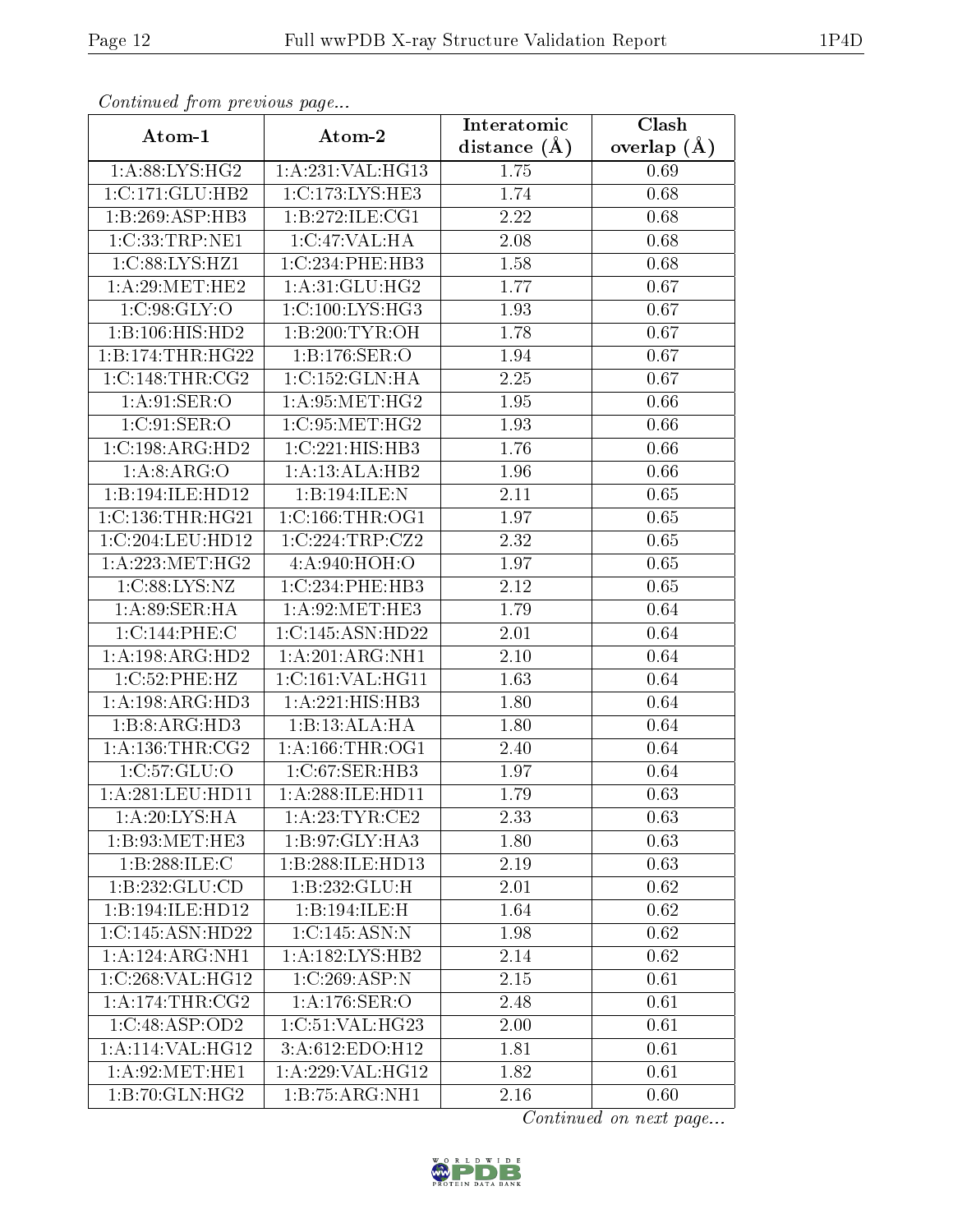*Continued from previous page...*

| Atom-1 | Atom-2 | Interatomic distance (Å) | Clash overlap (Å) |
|---|---|---|---|
| 1:A:88:LYS:HG2 | 1:A:231:VAL:HG13 | 1.75 | 0.69 |
| 1:C:171:GLU:HB2 | 1:C:173:LYS:HE3 | 1.74 | 0.68 |
| 1:B:269:ASP:HB3 | 1:B:272:ILE:CG1 | 2.22 | 0.68 |
| 1:C:33:TRP:NE1 | 1:C:47:VAL:HA | 2.08 | 0.68 |
| 1:C:88:LYS:HZ1 | 1:C:234:PHE:HB3 | 1.58 | 0.68 |
| 1:A:29:MET:HE2 | 1:A:31:GLU:HG2 | 1.77 | 0.67 |
| 1:C:98:GLY:O | 1:C:100:LYS:HG3 | 1.93 | 0.67 |
| 1:B:106:HIS:HD2 | 1:B:200:TYR:OH | 1.78 | 0.67 |
| 1:B:174:THR:HG22 | 1:B:176:SER:O | 1.94 | 0.67 |
| 1:C:148:THR:CG2 | 1:C:152:GLN:HA | 2.25 | 0.67 |
| 1:A:91:SER:O | 1:A:95:MET:HG2 | 1.95 | 0.66 |
| 1:C:91:SER:O | 1:C:95:MET:HG2 | 1.93 | 0.66 |
| 1:C:198:ARG:HD2 | 1:C:221:HIS:HB3 | 1.76 | 0.66 |
| 1:A:8:ARG:O | 1:A:13:ALA:HB2 | 1.96 | 0.66 |
| 1:B:194:ILE:HD12 | 1:B:194:ILE:N | 2.11 | 0.65 |
| 1:C:136:THR:HG21 | 1:C:166:THR:OG1 | 1.97 | 0.65 |
| 1:C:204:LEU:HD12 | 1:C:224:TRP:CZ2 | 2.32 | 0.65 |
| 1:A:223:MET:HG2 | 4:A:940:HOH:O | 1.97 | 0.65 |
| 1:C:88:LYS:NZ | 1:C:234:PHE:HB3 | 2.12 | 0.65 |
| 1:A:89:SER:HA | 1:A:92:MET:HE3 | 1.79 | 0.64 |
| 1:C:144:PHE:C | 1:C:145:ASN:HD22 | 2.01 | 0.64 |
| 1:A:198:ARG:HD2 | 1:A:201:ARG:NH1 | 2.10 | 0.64 |
| 1:C:52:PHE:HZ | 1:C:161:VAL:HG11 | 1.63 | 0.64 |
| 1:A:198:ARG:HD3 | 1:A:221:HIS:HB3 | 1.80 | 0.64 |
| 1:B:8:ARG:HD3 | 1:B:13:ALA:HA | 1.80 | 0.64 |
| 1:A:136:THR:CG2 | 1:A:166:THR:OG1 | 2.40 | 0.64 |
| 1:C:57:GLU:O | 1:C:67:SER:HB3 | 1.97 | 0.64 |
| 1:A:281:LEU:HD11 | 1:A:288:ILE:HD11 | 1.79 | 0.63 |
| 1:A:20:LYS:HA | 1:A:23:TYR:CE2 | 2.33 | 0.63 |
| 1:B:93:MET:HE3 | 1:B:97:GLY:HA3 | 1.80 | 0.63 |
| 1:B:288:ILE:C | 1:B:288:ILE:HD13 | 2.19 | 0.63 |
| 1:B:232:GLU:CD | 1:B:232:GLU:H | 2.01 | 0.62 |
| 1:B:194:ILE:HD12 | 1:B:194:ILE:H | 1.64 | 0.62 |
| 1:C:145:ASN:HD22 | 1:C:145:ASN:N | 1.98 | 0.62 |
| 1:A:124:ARG:NH1 | 1:A:182:LYS:HB2 | 2.14 | 0.62 |
| 1:C:268:VAL:HG12 | 1:C:269:ASP:N | 2.15 | 0.61 |
| 1:A:174:THR:CG2 | 1:A:176:SER:O | 2.48 | 0.61 |
| 1:C:48:ASP:OD2 | 1:C:51:VAL:HG23 | 2.00 | 0.61 |
| 1:A:114:VAL:HG12 | 3:A:612:EDO:H12 | 1.81 | 0.61 |
| 1:A:92:MET:HE1 | 1:A:229:VAL:HG12 | 1.82 | 0.61 |
| 1:B:70:GLN:HG2 | 1:B:75:ARG:NH1 | 2.16 | 0.60 |

*Continued on next page...*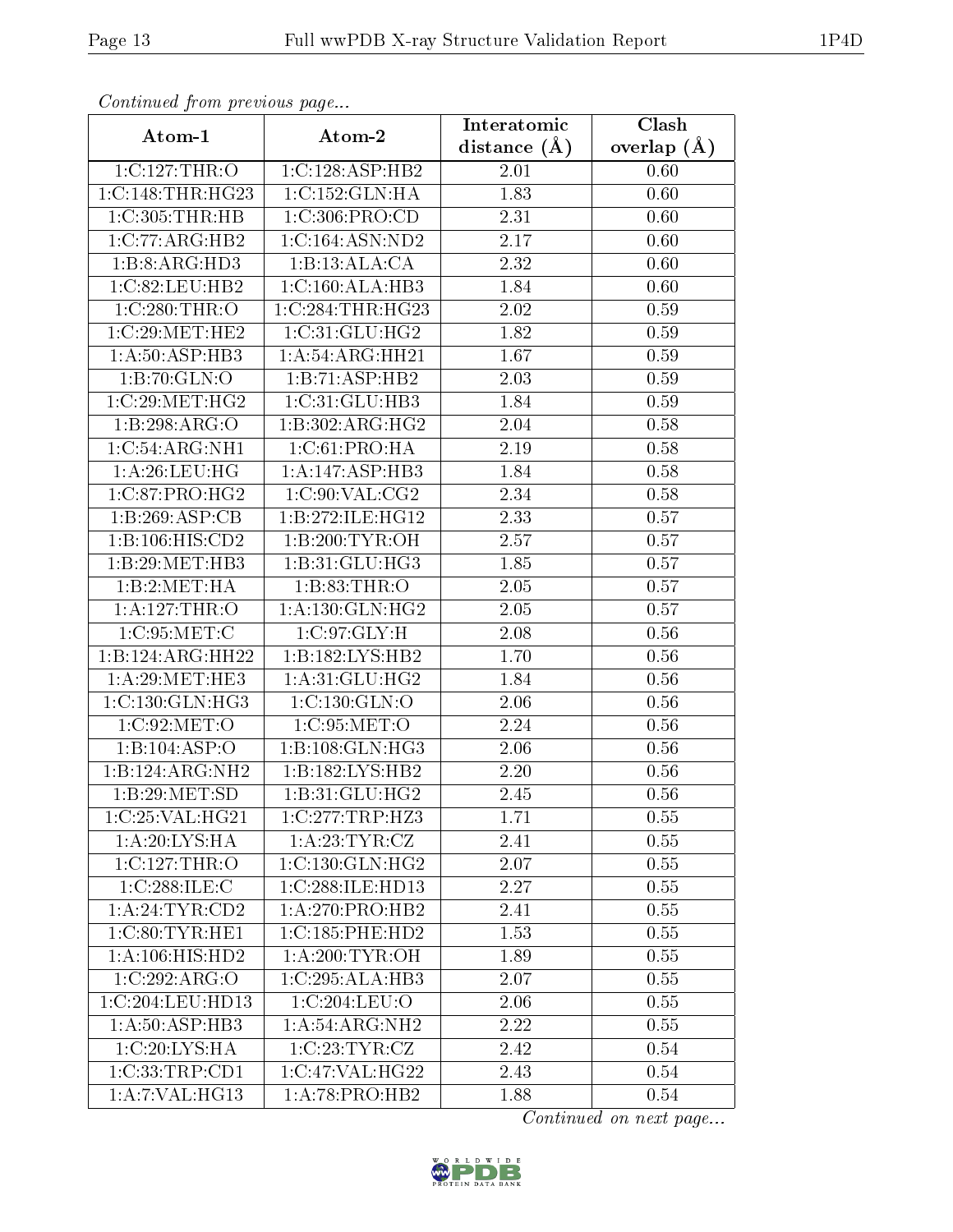*Continued from previous page...*

| Atom-1 | Atom-2 | Interatomic distance (Å) | Clash overlap (Å) |
| --- | --- | --- | --- |
| 1:C:127:THR:O | 1:C:128:ASP:HB2 | 2.01 | 0.60 |
| 1:C:148:THR:HG23 | 1:C:152:GLN:HA | 1.83 | 0.60 |
| 1:C:305:THR:HB | 1:C:306:PRO:CD | 2.31 | 0.60 |
| 1:C:77:ARG:HB2 | 1:C:164:ASN:ND2 | 2.17 | 0.60 |
| 1:B:8:ARG:HD3 | 1:B:13:ALA:CA | 2.32 | 0.60 |
| 1:C:82:LEU:HB2 | 1:C:160:ALA:HB3 | 1.84 | 0.60 |
| 1:C:280:THR:O | 1:C:284:THR:HG23 | 2.02 | 0.59 |
| 1:C:29:MET:HE2 | 1:C:31:GLU:HG2 | 1.82 | 0.59 |
| 1:A:50:ASP:HB3 | 1:A:54:ARG:HH21 | 1.67 | 0.59 |
| 1:B:70:GLN:O | 1:B:71:ASP:HB2 | 2.03 | 0.59 |
| 1:C:29:MET:HG2 | 1:C:31:GLU:HB3 | 1.84 | 0.59 |
| 1:B:298:ARG:O | 1:B:302:ARG:HG2 | 2.04 | 0.58 |
| 1:C:54:ARG:NH1 | 1:C:61:PRO:HA | 2.19 | 0.58 |
| 1:A:26:LEU:HG | 1:A:147:ASP:HB3 | 1.84 | 0.58 |
| 1:C:87:PRO:HG2 | 1:C:90:VAL:CG2 | 2.34 | 0.58 |
| 1:B:269:ASP:CB | 1:B:272:ILE:HG12 | 2.33 | 0.57 |
| 1:B:106:HIS:CD2 | 1:B:200:TYR:OH | 2.57 | 0.57 |
| 1:B:29:MET:HB3 | 1:B:31:GLU:HG3 | 1.85 | 0.57 |
| 1:B:2:MET:HA | 1:B:83:THR:O | 2.05 | 0.57 |
| 1:A:127:THR:O | 1:A:130:GLN:HG2 | 2.05 | 0.57 |
| 1:C:95:MET:C | 1:C:97:GLY:H | 2.08 | 0.56 |
| 1:B:124:ARG:HH22 | 1:B:182:LYS:HB2 | 1.70 | 0.56 |
| 1:A:29:MET:HE3 | 1:A:31:GLU:HG2 | 1.84 | 0.56 |
| 1:C:130:GLN:HG3 | 1:C:130:GLN:O | 2.06 | 0.56 |
| 1:C:92:MET:O | 1:C:95:MET:O | 2.24 | 0.56 |
| 1:B:104:ASP:O | 1:B:108:GLN:HG3 | 2.06 | 0.56 |
| 1:B:124:ARG:NH2 | 1:B:182:LYS:HB2 | 2.20 | 0.56 |
| 1:B:29:MET:SD | 1:B:31:GLU:HG2 | 2.45 | 0.56 |
| 1:C:25:VAL:HG21 | 1:C:277:TRP:HZ3 | 1.71 | 0.55 |
| 1:A:20:LYS:HA | 1:A:23:TYR:CZ | 2.41 | 0.55 |
| 1:C:127:THR:O | 1:C:130:GLN:HG2 | 2.07 | 0.55 |
| 1:C:288:ILE:C | 1:C:288:ILE:HD13 | 2.27 | 0.55 |
| 1:A:24:TYR:CD2 | 1:A:270:PRO:HB2 | 2.41 | 0.55 |
| 1:C:80:TYR:HE1 | 1:C:185:PHE:HD2 | 1.53 | 0.55 |
| 1:A:106:HIS:HD2 | 1:A:200:TYR:OH | 1.89 | 0.55 |
| 1:C:292:ARG:O | 1:C:295:ALA:HB3 | 2.07 | 0.55 |
| 1:C:204:LEU:HD13 | 1:C:204:LEU:O | 2.06 | 0.55 |
| 1:A:50:ASP:HB3 | 1:A:54:ARG:NH2 | 2.22 | 0.55 |
| 1:C:20:LYS:HA | 1:C:23:TYR:CZ | 2.42 | 0.54 |
| 1:C:33:TRP:CD1 | 1:C:47:VAL:HG22 | 2.43 | 0.54 |
| 1:A:7:VAL:HG13 | 1:A:78:PRO:HB2 | 1.88 | 0.54 |

*Continued on next page...*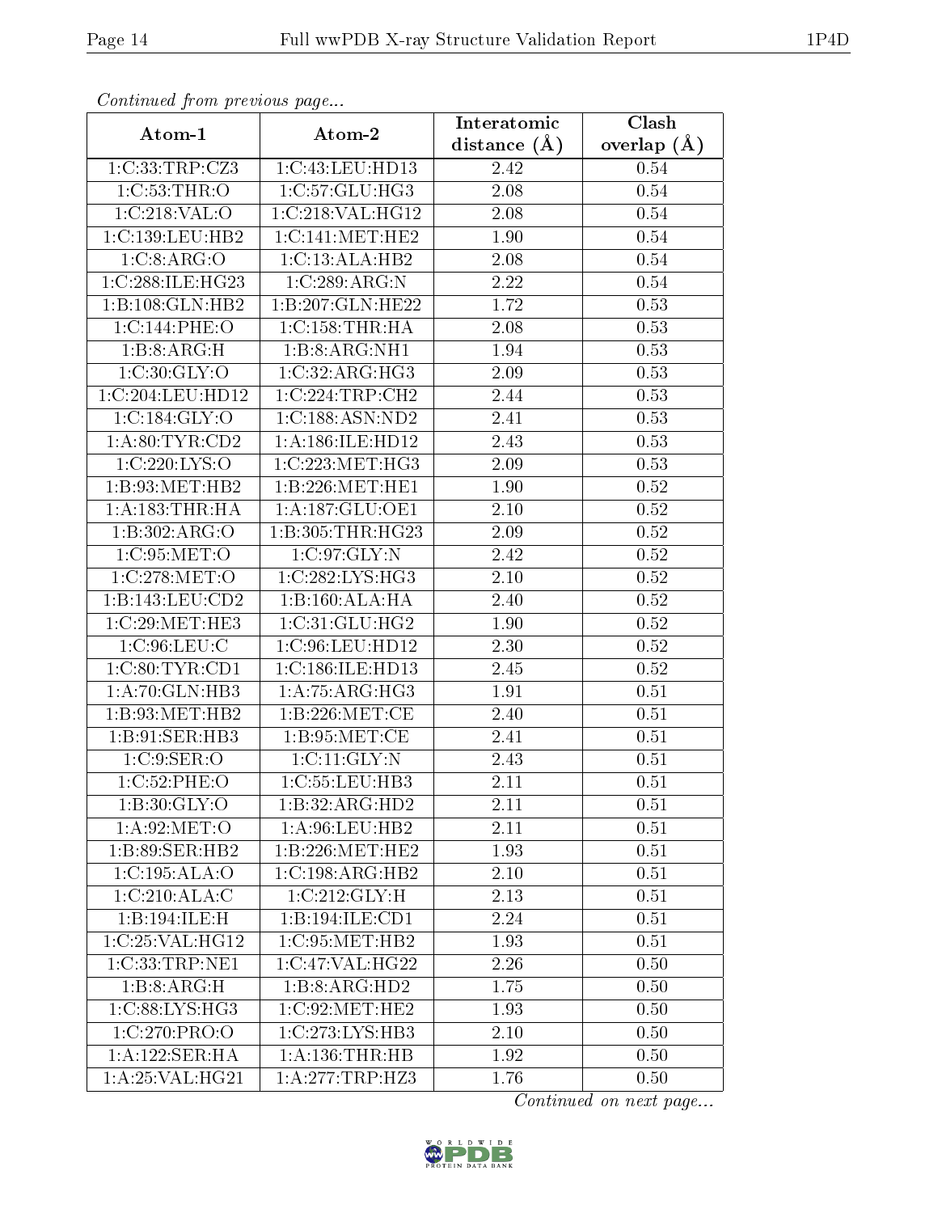*Continued from previous page...*

| Atom-1 | Atom-2 | Interatomic distance (Å) | Clash overlap (Å) |
|---|---|---|---|
| 1:C:33:TRP:CZ3 | 1:C:43:LEU:HD13 | 2.42 | 0.54 |
| 1:C:53:THR:O | 1:C:57:GLU:HG3 | 2.08 | 0.54 |
| 1:C:218:VAL:O | 1:C:218:VAL:HG12 | 2.08 | 0.54 |
| 1:C:139:LEU:HB2 | 1:C:141:MET:HE2 | 1.90 | 0.54 |
| 1:C:8:ARG:O | 1:C:13:ALA:HB2 | 2.08 | 0.54 |
| 1:C:288:ILE:HG23 | 1:C:289:ARG:N | 2.22 | 0.54 |
| 1:B:108:GLN:HB2 | 1:B:207:GLN:HE22 | 1.72 | 0.53 |
| 1:C:144:PHE:O | 1:C:158:THR:HA | 2.08 | 0.53 |
| 1:B:8:ARG:H | 1:B:8:ARG:NH1 | 1.94 | 0.53 |
| 1:C:30:GLY:O | 1:C:32:ARG:HG3 | 2.09 | 0.53 |
| 1:C:204:LEU:HD12 | 1:C:224:TRP:CH2 | 2.44 | 0.53 |
| 1:C:184:GLY:O | 1:C:188:ASN:ND2 | 2.41 | 0.53 |
| 1:A:80:TYR:CD2 | 1:A:186:ILE:HD12 | 2.43 | 0.53 |
| 1:C:220:LYS:O | 1:C:223:MET:HG3 | 2.09 | 0.53 |
| 1:B:93:MET:HB2 | 1:B:226:MET:HE1 | 1.90 | 0.52 |
| 1:A:183:THR:HA | 1:A:187:GLU:OE1 | 2.10 | 0.52 |
| 1:B:302:ARG:O | 1:B:305:THR:HG23 | 2.09 | 0.52 |
| 1:C:95:MET:O | 1:C:97:GLY:N | 2.42 | 0.52 |
| 1:C:278:MET:O | 1:C:282:LYS:HG3 | 2.10 | 0.52 |
| 1:B:143:LEU:CD2 | 1:B:160:ALA:HA | 2.40 | 0.52 |
| 1:C:29:MET:HE3 | 1:C:31:GLU:HG2 | 1.90 | 0.52 |
| 1:C:96:LEU:C | 1:C:96:LEU:HD12 | 2.30 | 0.52 |
| 1:C:80:TYR:CD1 | 1:C:186:ILE:HD13 | 2.45 | 0.52 |
| 1:A:70:GLN:HB3 | 1:A:75:ARG:HG3 | 1.91 | 0.51 |
| 1:B:93:MET:HB2 | 1:B:226:MET:CE | 2.40 | 0.51 |
| 1:B:91:SER:HB3 | 1:B:95:MET:CE | 2.41 | 0.51 |
| 1:C:9:SER:O | 1:C:11:GLY:N | 2.43 | 0.51 |
| 1:C:52:PHE:O | 1:C:55:LEU:HB3 | 2.11 | 0.51 |
| 1:B:30:GLY:O | 1:B:32:ARG:HD2 | 2.11 | 0.51 |
| 1:A:92:MET:O | 1:A:96:LEU:HB2 | 2.11 | 0.51 |
| 1:B:89:SER:HB2 | 1:B:226:MET:HE2 | 1.93 | 0.51 |
| 1:C:195:ALA:O | 1:C:198:ARG:HB2 | 2.10 | 0.51 |
| 1:C:210:ALA:C | 1:C:212:GLY:H | 2.13 | 0.51 |
| 1:B:194:ILE:H | 1:B:194:ILE:CD1 | 2.24 | 0.51 |
| 1:C:25:VAL:HG12 | 1:C:95:MET:HB2 | 1.93 | 0.51 |
| 1:C:33:TRP:NE1 | 1:C:47:VAL:HG22 | 2.26 | 0.50 |
| 1:B:8:ARG:H | 1:B:8:ARG:HD2 | 1.75 | 0.50 |
| 1:C:88:LYS:HG3 | 1:C:92:MET:HE2 | 1.93 | 0.50 |
| 1:C:270:PRO:O | 1:C:273:LYS:HB3 | 2.10 | 0.50 |
| 1:A:122:SER:HA | 1:A:136:THR:HB | 1.92 | 0.50 |
| 1:A:25:VAL:HG21 | 1:A:277:TRP:HZ3 | 1.76 | 0.50 |

*Continued on next page...*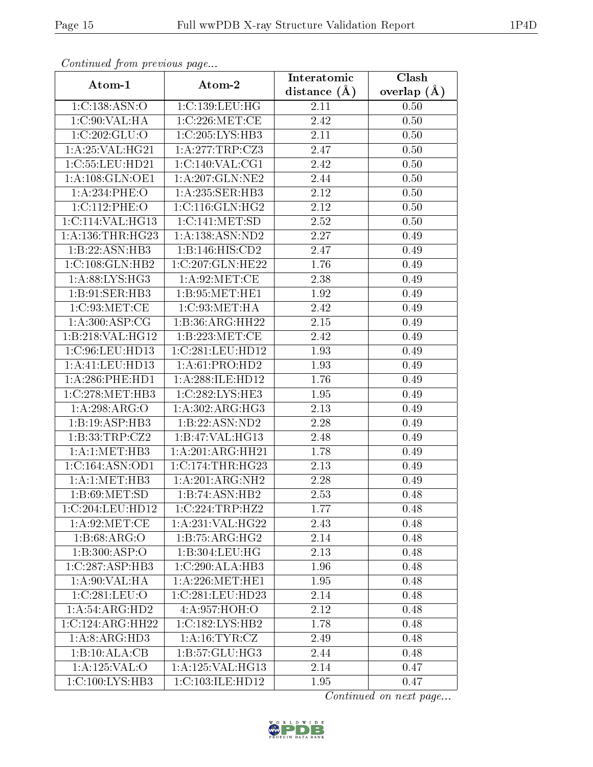*Continued from previous page...*

| Atom-1 | Atom-2 | Interatomic distance (Å) | Clash overlap (Å) |
|---|---|---|---|
| 1:C:138:ASN:O | 1:C:139:LEU:HG | 2.11 | 0.50 |
| 1:C:90:VAL:HA | 1:C:226:MET:CE | 2.42 | 0.50 |
| 1:C:202:GLU:O | 1:C:205:LYS:HB3 | 2.11 | 0.50 |
| 1:A:25:VAL:HG21 | 1:A:277:TRP:CZ3 | 2.47 | 0.50 |
| 1:C:55:LEU:HD21 | 1:C:140:VAL:CG1 | 2.42 | 0.50 |
| 1:A:108:GLN:OE1 | 1:A:207:GLN:NE2 | 2.44 | 0.50 |
| 1:A:234:PHE:O | 1:A:235:SER:HB3 | 2.12 | 0.50 |
| 1:C:112:PHE:O | 1:C:116:GLN:HG2 | 2.12 | 0.50 |
| 1:C:114:VAL:HG13 | 1:C:141:MET:SD | 2.52 | 0.50 |
| 1:A:136:THR:HG23 | 1:A:138:ASN:ND2 | 2.27 | 0.49 |
| 1:B:22:ASN:HB3 | 1:B:146:HIS:CD2 | 2.47 | 0.49 |
| 1:C:108:GLN:HB2 | 1:C:207:GLN:HE22 | 1.76 | 0.49 |
| 1:A:88:LYS:HG3 | 1:A:92:MET:CE | 2.38 | 0.49 |
| 1:B:91:SER:HB3 | 1:B:95:MET:HE1 | 1.92 | 0.49 |
| 1:C:93:MET:CE | 1:C:93:MET:HA | 2.42 | 0.49 |
| 1:A:300:ASP:CG | 1:B:36:ARG:HH22 | 2.15 | 0.49 |
| 1:B:218:VAL:HG12 | 1:B:223:MET:CE | 2.42 | 0.49 |
| 1:C:96:LEU:HD13 | 1:C:281:LEU:HD12 | 1.93 | 0.49 |
| 1:A:41:LEU:HD13 | 1:A:61:PRO:HD2 | 1.93 | 0.49 |
| 1:A:286:PHE:HD1 | 1:A:288:ILE:HD12 | 1.76 | 0.49 |
| 1:C:278:MET:HB3 | 1:C:282:LYS:HE3 | 1.95 | 0.49 |
| 1:A:298:ARG:O | 1:A:302:ARG:HG3 | 2.13 | 0.49 |
| 1:B:19:ASP:HB3 | 1:B:22:ASN:ND2 | 2.28 | 0.49 |
| 1:B:33:TRP:CZ2 | 1:B:47:VAL:HG13 | 2.48 | 0.49 |
| 1:A:1:MET:HB3 | 1:A:201:ARG:HH21 | 1.78 | 0.49 |
| 1:C:164:ASN:OD1 | 1:C:174:THR:HG23 | 2.13 | 0.49 |
| 1:A:1:MET:HB3 | 1:A:201:ARG:NH2 | 2.28 | 0.49 |
| 1:B:69:MET:SD | 1:B:74:ASN:HB2 | 2.53 | 0.48 |
| 1:C:204:LEU:HD12 | 1:C:224:TRP:HZ2 | 1.77 | 0.48 |
| 1:A:92:MET:CE | 1:A:231:VAL:HG22 | 2.43 | 0.48 |
| 1:B:68:ARG:O | 1:B:75:ARG:HG2 | 2.14 | 0.48 |
| 1:B:300:ASP:O | 1:B:304:LEU:HG | 2.13 | 0.48 |
| 1:C:287:ASP:HB3 | 1:C:290:ALA:HB3 | 1.96 | 0.48 |
| 1:A:90:VAL:HA | 1:A:226:MET:HE1 | 1.95 | 0.48 |
| 1:C:281:LEU:O | 1:C:281:LEU:HD23 | 2.14 | 0.48 |
| 1:A:54:ARG:HD2 | 4:A:957:HOH:O | 2.12 | 0.48 |
| 1:C:124:ARG:HH22 | 1:C:182:LYS:HB2 | 1.78 | 0.48 |
| 1:A:8:ARG:HD3 | 1:A:16:TYR:CZ | 2.49 | 0.48 |
| 1:B:10:ALA:CB | 1:B:57:GLU:HG3 | 2.44 | 0.48 |
| 1:A:125:VAL:O | 1:A:125:VAL:HG13 | 2.14 | 0.47 |
| 1:C:100:LYS:HB3 | 1:C:103:ILE:HD12 | 1.95 | 0.47 |

*Continued on next page...*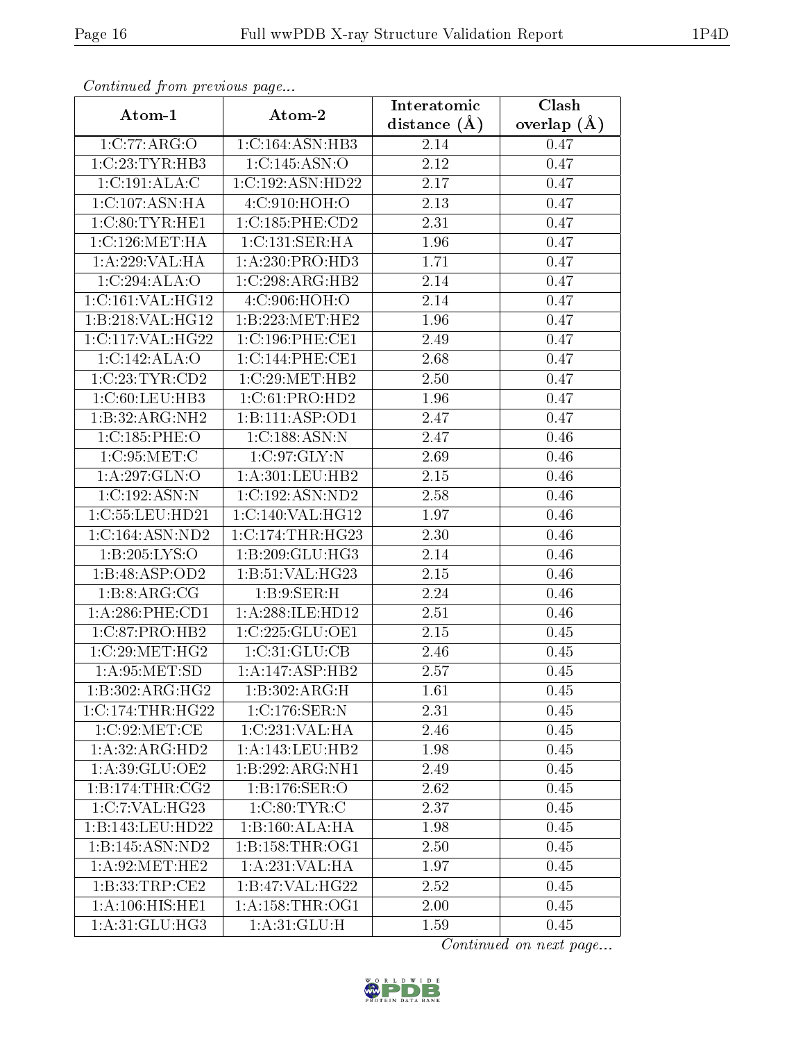*Continued from previous page...*

| Atom-1 | Atom-2 | Interatomic distance (Å) | Clash overlap (Å) |
|---|---|---|---|
| 1:C:77:ARG:O | 1:C:164:ASN:HB3 | 2.14 | 0.47 |
| 1:C:23:TYR:HB3 | 1:C:145:ASN:O | 2.12 | 0.47 |
| 1:C:191:ALA:C | 1:C:192:ASN:HD22 | 2.17 | 0.47 |
| 1:C:107:ASN:HA | 4:C:910:HOH:O | 2.13 | 0.47 |
| 1:C:80:TYR:HE1 | 1:C:185:PHE:CD2 | 2.31 | 0.47 |
| 1:C:126:MET:HA | 1:C:131:SER:HA | 1.96 | 0.47 |
| 1:A:229:VAL:HA | 1:A:230:PRO:HD3 | 1.71 | 0.47 |
| 1:C:294:ALA:O | 1:C:298:ARG:HB2 | 2.14 | 0.47 |
| 1:C:161:VAL:HG12 | 4:C:906:HOH:O | 2.14 | 0.47 |
| 1:B:218:VAL:HG12 | 1:B:223:MET:HE2 | 1.96 | 0.47 |
| 1:C:117:VAL:HG22 | 1:C:196:PHE:CE1 | 2.49 | 0.47 |
| 1:C:142:ALA:O | 1:C:144:PHE:CE1 | 2.68 | 0.47 |
| 1:C:23:TYR:CD2 | 1:C:29:MET:HB2 | 2.50 | 0.47 |
| 1:C:60:LEU:HB3 | 1:C:61:PRO:HD2 | 1.96 | 0.47 |
| 1:B:32:ARG:NH2 | 1:B:111:ASP:OD1 | 2.47 | 0.47 |
| 1:C:185:PHE:O | 1:C:188:ASN:N | 2.47 | 0.46 |
| 1:C:95:MET:C | 1:C:97:GLY:N | 2.69 | 0.46 |
| 1:A:297:GLN:O | 1:A:301:LEU:HB2 | 2.15 | 0.46 |
| 1:C:192:ASN:N | 1:C:192:ASN:ND2 | 2.58 | 0.46 |
| 1:C:55:LEU:HD21 | 1:C:140:VAL:HG12 | 1.97 | 0.46 |
| 1:C:164:ASN:ND2 | 1:C:174:THR:HG23 | 2.30 | 0.46 |
| 1:B:205:LYS:O | 1:B:209:GLU:HG3 | 2.14 | 0.46 |
| 1:B:48:ASP:OD2 | 1:B:51:VAL:HG23 | 2.15 | 0.46 |
| 1:B:8:ARG:CG | 1:B:9:SER:H | 2.24 | 0.46 |
| 1:A:286:PHE:CD1 | 1:A:288:ILE:HD12 | 2.51 | 0.46 |
| 1:C:87:PRO:HB2 | 1:C:225:GLU:OE1 | 2.15 | 0.45 |
| 1:C:29:MET:HG2 | 1:C:31:GLU:CB | 2.46 | 0.45 |
| 1:A:95:MET:SD | 1:A:147:ASP:HB2 | 2.57 | 0.45 |
| 1:B:302:ARG:HG2 | 1:B:302:ARG:H | 1.61 | 0.45 |
| 1:C:174:THR:HG22 | 1:C:176:SER:N | 2.31 | 0.45 |
| 1:C:92:MET:CE | 1:C:231:VAL:HA | 2.46 | 0.45 |
| 1:A:32:ARG:HD2 | 1:A:143:LEU:HB2 | 1.98 | 0.45 |
| 1:A:39:GLU:OE2 | 1:B:292:ARG:NH1 | 2.49 | 0.45 |
| 1:B:174:THR:CG2 | 1:B:176:SER:O | 2.62 | 0.45 |
| 1:C:7:VAL:HG23 | 1:C:80:TYR:C | 2.37 | 0.45 |
| 1:B:143:LEU:HD22 | 1:B:160:ALA:HA | 1.98 | 0.45 |
| 1:B:145:ASN:ND2 | 1:B:158:THR:OG1 | 2.50 | 0.45 |
| 1:A:92:MET:HE2 | 1:A:231:VAL:HA | 1.97 | 0.45 |
| 1:B:33:TRP:CE2 | 1:B:47:VAL:HG22 | 2.52 | 0.45 |
| 1:A:106:HIS:HE1 | 1:A:158:THR:OG1 | 2.00 | 0.45 |
| 1:A:31:GLU:HG3 | 1:A:31:GLU:H | 1.59 | 0.45 |

*Continued on next page...*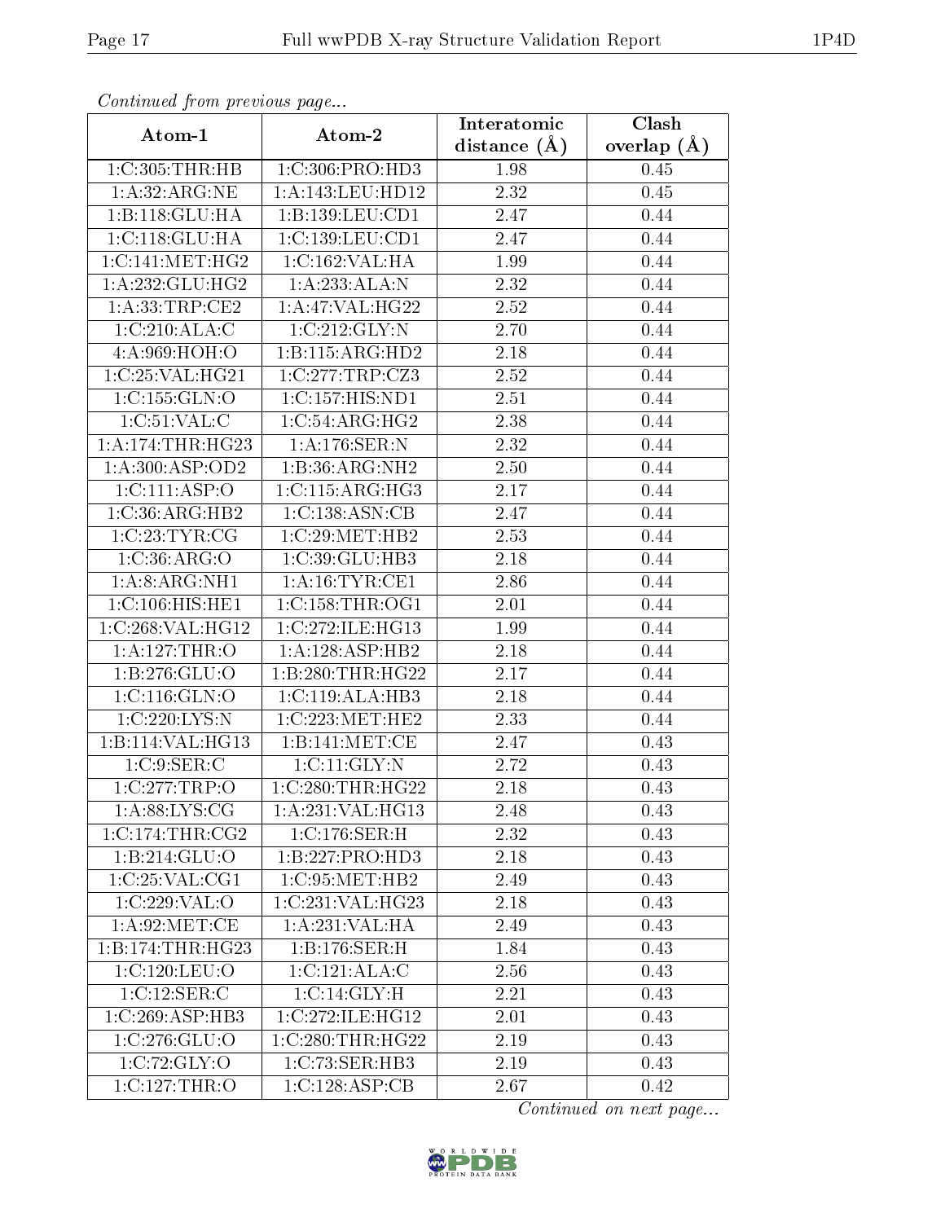*Continued from previous page...*

| Atom-1 | Atom-2 | Interatomic distance (Å) | Clash overlap (Å) |
|---|---|---|---|
| 1:C:305:THR:HB | 1:C:306:PRO:HD3 | 1.98 | 0.45 |
| 1:A:32:ARG:NE | 1:A:143:LEU:HD12 | 2.32 | 0.45 |
| 1:B:118:GLU:HA | 1:B:139:LEU:CD1 | 2.47 | 0.44 |
| 1:C:118:GLU:HA | 1:C:139:LEU:CD1 | 2.47 | 0.44 |
| 1:C:141:MET:HG2 | 1:C:162:VAL:HA | 1.99 | 0.44 |
| 1:A:232:GLU:HG2 | 1:A:233:ALA:N | 2.32 | 0.44 |
| 1:A:33:TRP:CE2 | 1:A:47:VAL:HG22 | 2.52 | 0.44 |
| 1:C:210:ALA:C | 1:C:212:GLY:N | 2.70 | 0.44 |
| 4:A:969:HOH:O | 1:B:115:ARG:HD2 | 2.18 | 0.44 |
| 1:C:25:VAL:HG21 | 1:C:277:TRP:CZ3 | 2.52 | 0.44 |
| 1:C:155:GLN:O | 1:C:157:HIS:ND1 | 2.51 | 0.44 |
| 1:C:51:VAL:C | 1:C:54:ARG:HG2 | 2.38 | 0.44 |
| 1:A:174:THR:HG23 | 1:A:176:SER:N | 2.32 | 0.44 |
| 1:A:300:ASP:OD2 | 1:B:36:ARG:NH2 | 2.50 | 0.44 |
| 1:C:111:ASP:O | 1:C:115:ARG:HG3 | 2.17 | 0.44 |
| 1:C:36:ARG:HB2 | 1:C:138:ASN:CB | 2.47 | 0.44 |
| 1:C:23:TYR:CG | 1:C:29:MET:HB2 | 2.53 | 0.44 |
| 1:C:36:ARG:O | 1:C:39:GLU:HB3 | 2.18 | 0.44 |
| 1:A:8:ARG:NH1 | 1:A:16:TYR:CE1 | 2.86 | 0.44 |
| 1:C:106:HIS:HE1 | 1:C:158:THR:OG1 | 2.01 | 0.44 |
| 1:C:268:VAL:HG12 | 1:C:272:ILE:HG13 | 1.99 | 0.44 |
| 1:A:127:THR:O | 1:A:128:ASP:HB2 | 2.18 | 0.44 |
| 1:B:276:GLU:O | 1:B:280:THR:HG22 | 2.17 | 0.44 |
| 1:C:116:GLN:O | 1:C:119:ALA:HB3 | 2.18 | 0.44 |
| 1:C:220:LYS:N | 1:C:223:MET:HE2 | 2.33 | 0.44 |
| 1:B:114:VAL:HG13 | 1:B:141:MET:CE | 2.47 | 0.43 |
| 1:C:9:SER:C | 1:C:11:GLY:N | 2.72 | 0.43 |
| 1:C:277:TRP:O | 1:C:280:THR:HG22 | 2.18 | 0.43 |
| 1:A:88:LYS:CG | 1:A:231:VAL:HG13 | 2.48 | 0.43 |
| 1:C:174:THR:CG2 | 1:C:176:SER:H | 2.32 | 0.43 |
| 1:B:214:GLU:O | 1:B:227:PRO:HD3 | 2.18 | 0.43 |
| 1:C:25:VAL:CG1 | 1:C:95:MET:HB2 | 2.49 | 0.43 |
| 1:C:229:VAL:O | 1:C:231:VAL:HG23 | 2.18 | 0.43 |
| 1:A:92:MET:CE | 1:A:231:VAL:HA | 2.49 | 0.43 |
| 1:B:174:THR:HG23 | 1:B:176:SER:H | 1.84 | 0.43 |
| 1:C:120:LEU:O | 1:C:121:ALA:C | 2.56 | 0.43 |
| 1:C:12:SER:C | 1:C:14:GLY:H | 2.21 | 0.43 |
| 1:C:269:ASP:HB3 | 1:C:272:ILE:HG12 | 2.01 | 0.43 |
| 1:C:276:GLU:O | 1:C:280:THR:HG22 | 2.19 | 0.43 |
| 1:C:72:GLY:O | 1:C:73:SER:HB3 | 2.19 | 0.43 |
| 1:C:127:THR:O | 1:C:128:ASP:CB | 2.67 | 0.42 |

*Continued on next page...*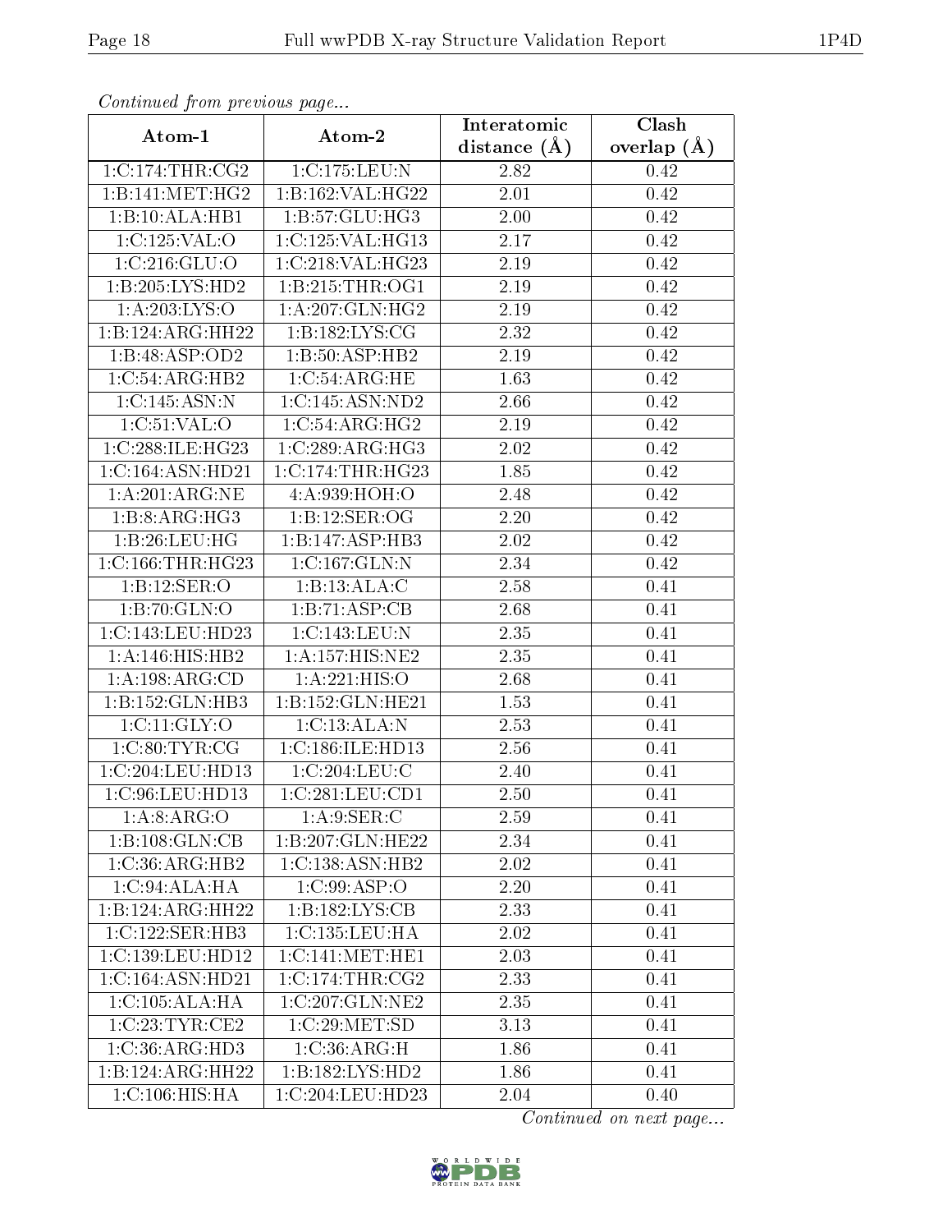*Continued from previous page...*

| Atom-1 | Atom-2 | Interatomic distance (Å) | Clash overlap (Å) |
|---|---|---|---|
| 1:C:174:THR:CG2 | 1:C:175:LEU:N | 2.82 | 0.42 |
| 1:B:141:MET:HG2 | 1:B:162:VAL:HG22 | 2.01 | 0.42 |
| 1:B:10:ALA:HB1 | 1:B:57:GLU:HG3 | 2.00 | 0.42 |
| 1:C:125:VAL:O | 1:C:125:VAL:HG13 | 2.17 | 0.42 |
| 1:C:216:GLU:O | 1:C:218:VAL:HG23 | 2.19 | 0.42 |
| 1:B:205:LYS:HD2 | 1:B:215:THR:OG1 | 2.19 | 0.42 |
| 1:A:203:LYS:O | 1:A:207:GLN:HG2 | 2.19 | 0.42 |
| 1:B:124:ARG:HH22 | 1:B:182:LYS:CG | 2.32 | 0.42 |
| 1:B:48:ASP:OD2 | 1:B:50:ASP:HB2 | 2.19 | 0.42 |
| 1:C:54:ARG:HB2 | 1:C:54:ARG:HE | 1.63 | 0.42 |
| 1:C:145:ASN:N | 1:C:145:ASN:ND2 | 2.66 | 0.42 |
| 1:C:51:VAL:O | 1:C:54:ARG:HG2 | 2.19 | 0.42 |
| 1:C:288:ILE:HG23 | 1:C:289:ARG:HG3 | 2.02 | 0.42 |
| 1:C:164:ASN:HD21 | 1:C:174:THR:HG23 | 1.85 | 0.42 |
| 1:A:201:ARG:NE | 4:A:939:HOH:O | 2.48 | 0.42 |
| 1:B:8:ARG:HG3 | 1:B:12:SER:OG | 2.20 | 0.42 |
| 1:B:26:LEU:HG | 1:B:147:ASP:HB3 | 2.02 | 0.42 |
| 1:C:166:THR:HG23 | 1:C:167:GLN:N | 2.34 | 0.42 |
| 1:B:12:SER:O | 1:B:13:ALA:C | 2.58 | 0.41 |
| 1:B:70:GLN:O | 1:B:71:ASP:CB | 2.68 | 0.41 |
| 1:C:143:LEU:HD23 | 1:C:143:LEU:N | 2.35 | 0.41 |
| 1:A:146:HIS:HB2 | 1:A:157:HIS:NE2 | 2.35 | 0.41 |
| 1:A:198:ARG:CD | 1:A:221:HIS:O | 2.68 | 0.41 |
| 1:B:152:GLN:HB3 | 1:B:152:GLN:HE21 | 1.53 | 0.41 |
| 1:C:11:GLY:O | 1:C:13:ALA:N | 2.53 | 0.41 |
| 1:C:80:TYR:CG | 1:C:186:ILE:HD13 | 2.56 | 0.41 |
| 1:C:204:LEU:HD13 | 1:C:204:LEU:C | 2.40 | 0.41 |
| 1:C:96:LEU:HD13 | 1:C:281:LEU:CD1 | 2.50 | 0.41 |
| 1:A:8:ARG:O | 1:A:9:SER:C | 2.59 | 0.41 |
| 1:B:108:GLN:CB | 1:B:207:GLN:HE22 | 2.34 | 0.41 |
| 1:C:36:ARG:HB2 | 1:C:138:ASN:HB2 | 2.02 | 0.41 |
| 1:C:94:ALA:HA | 1:C:99:ASP:O | 2.20 | 0.41 |
| 1:B:124:ARG:HH22 | 1:B:182:LYS:CB | 2.33 | 0.41 |
| 1:C:122:SER:HB3 | 1:C:135:LEU:HA | 2.02 | 0.41 |
| 1:C:139:LEU:HD12 | 1:C:141:MET:HE1 | 2.03 | 0.41 |
| 1:C:164:ASN:HD21 | 1:C:174:THR:CG2 | 2.33 | 0.41 |
| 1:C:105:ALA:HA | 1:C:207:GLN:NE2 | 2.35 | 0.41 |
| 1:C:23:TYR:CE2 | 1:C:29:MET:SD | 3.13 | 0.41 |
| 1:C:36:ARG:HD3 | 1:C:36:ARG:H | 1.86 | 0.41 |
| 1:B:124:ARG:HH22 | 1:B:182:LYS:HD2 | 1.86 | 0.41 |
| 1:C:106:HIS:HA | 1:C:204:LEU:HD23 | 2.04 | 0.40 |

*Continued on next page...*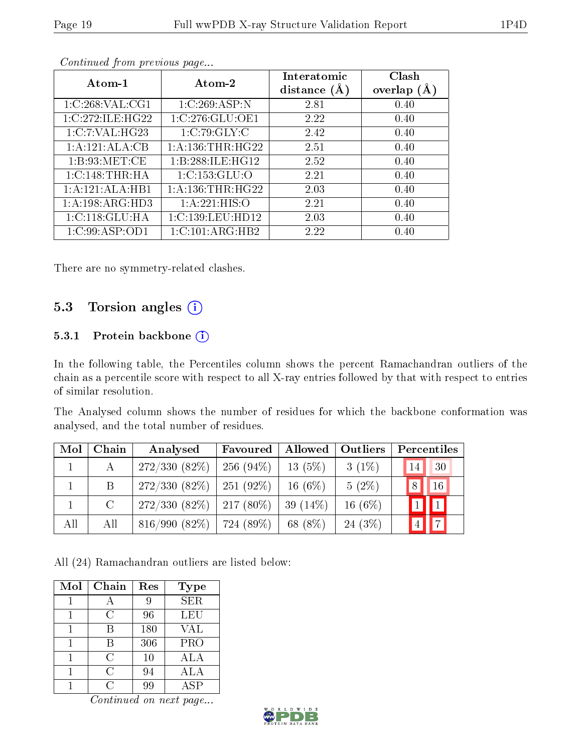*Continued from previous page...*

| Atom-1 | Atom-2 | Interatomic distance (Å) | Clash overlap (Å) |
|---|---|---|---|
| 1:C:268:VAL:CG1 | 1:C:269:ASP:N | 2.81 | 0.40 |
| 1:C:272:ILE:HG22 | 1:C:276:GLU:OE1 | 2.22 | 0.40 |
| 1:C:7:VAL:HG23 | 1:C:79:GLY:C | 2.42 | 0.40 |
| 1:A:121:ALA:CB | 1:A:136:THR:HG22 | 2.51 | 0.40 |
| 1:B:93:MET:CE | 1:B:288:ILE:HG12 | 2.52 | 0.40 |
| 1:C:148:THR:HA | 1:C:153:GLU:O | 2.21 | 0.40 |
| 1:A:121:ALA:HB1 | 1:A:136:THR:HG22 | 2.03 | 0.40 |
| 1:A:198:ARG:HD3 | 1:A:221:HIS:O | 2.21 | 0.40 |
| 1:C:118:GLU:HA | 1:C:139:LEU:HD12 | 2.03 | 0.40 |
| 1:C:99:ASP:OD1 | 1:C:101:ARG:HB2 | 2.22 | 0.40 |

There are no symmetry-related clashes.

## 5.3 Torsion angles

### 5.3.1 Protein backbone

In the following table, the Percentiles column shows the percent Ramachandran outliers of the chain as a percentile score with respect to all X-ray entries followed by that with respect to entries of similar resolution.

The Analysed column shows the number of residues for which the backbone conformation was analysed, and the total number of residues.

| Mol | Chain | Analysed | Favoured | Allowed | Outliers | Percentiles | |
|---|---|---|---|---|---|---|---|
| 1 | A | 272/330 (82%) | 256 (94%) | 13 (5%) | 3 (1%) | 14 | 30 |
| 1 | B | 272/330 (82%) | 251 (92%) | 16 (6%) | 5 (2%) | 8 | 16 |
| 1 | C | 272/330 (82%) | 217 (80%) | 39 (14%) | 16 (6%) | 1 | 1 |
| All | All | 816/990 (82%) | 724 (89%) | 68 (8%) | 24 (3%) | 4 | 7 |

All (24) Ramachandran outliers are listed below:

| Mol | Chain | Res | Type |
|---|---|---|---|
| 1 | A | 9 | SER |
| 1 | C | 96 | LEU |
| 1 | B | 180 | VAL |
| 1 | B | 306 | PRO |
| 1 | C | 10 | ALA |
| 1 | C | 94 | ALA |
| 1 | C | 99 | ASP |

*Continued on next page...*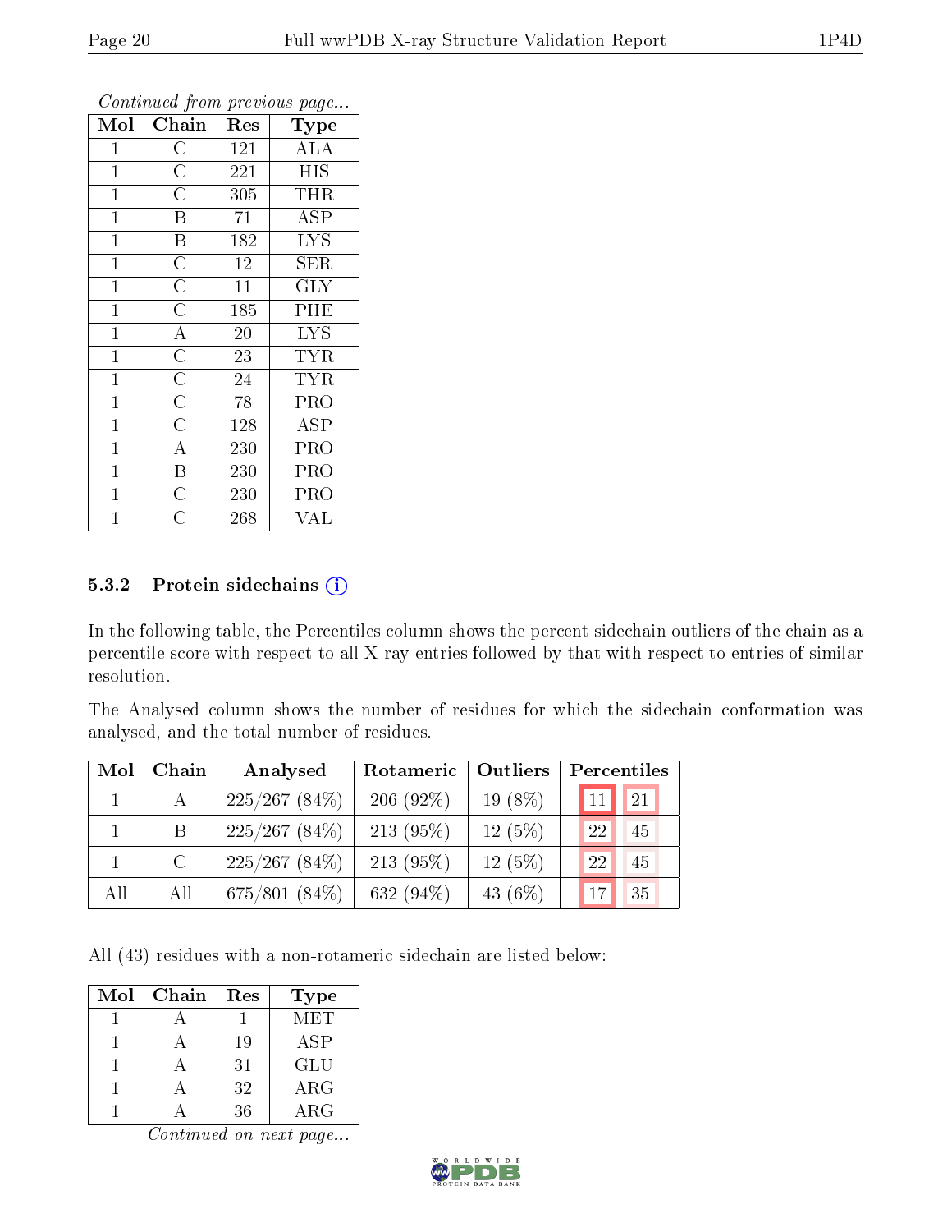*Continued from previous page...*

| Mol | Chain | Res | Type |
|---|---|---|---|
| 1 | C | 121 | ALA |
| 1 | C | 221 | HIS |
| 1 | C | 305 | THR |
| 1 | B | 71 | ASP |
| 1 | B | 182 | LYS |
| 1 | C | 12 | SER |
| 1 | C | 11 | GLY |
| 1 | C | 185 | PHE |
| 1 | A | 20 | LYS |
| 1 | C | 23 | TYR |
| 1 | C | 24 | TYR |
| 1 | C | 78 | PRO |
| 1 | C | 128 | ASP |
| 1 | A | 230 | PRO |
| 1 | B | 230 | PRO |
| 1 | C | 230 | PRO |
| 1 | C | 268 | VAL |

### 5.3.2 Protein sidechains

In the following table, the Percentiles column shows the percent sidechain outliers of the chain as a percentile score with respect to all X-ray entries followed by that with respect to entries of similar resolution.

The Analysed column shows the number of residues for which the sidechain conformation was analysed, and the total number of residues.

| Mol | Chain | Analysed | Rotameric | Outliers | Percentiles | |
|---|---|---|---|---|---|---|
| 1 | A | 225/267 (84%) | 206 (92%) | 19 (8%) | 11 | 21 |
| 1 | B | 225/267 (84%) | 213 (95%) | 12 (5%) | 22 | 45 |
| 1 | C | 225/267 (84%) | 213 (95%) | 12 (5%) | 22 | 45 |
| All | All | 675/801 (84%) | 632 (94%) | 43 (6%) | 17 | 35 |

All (43) residues with a non-rotameric sidechain are listed below:

| Mol | Chain | Res | Type |
|---|---|---|---|
| 1 | A | 1 | MET |
| 1 | A | 19 | ASP |
| 1 | A | 31 | GLU |
| 1 | A | 32 | ARG |
| 1 | A | 36 | ARG |

*Continued on next page...*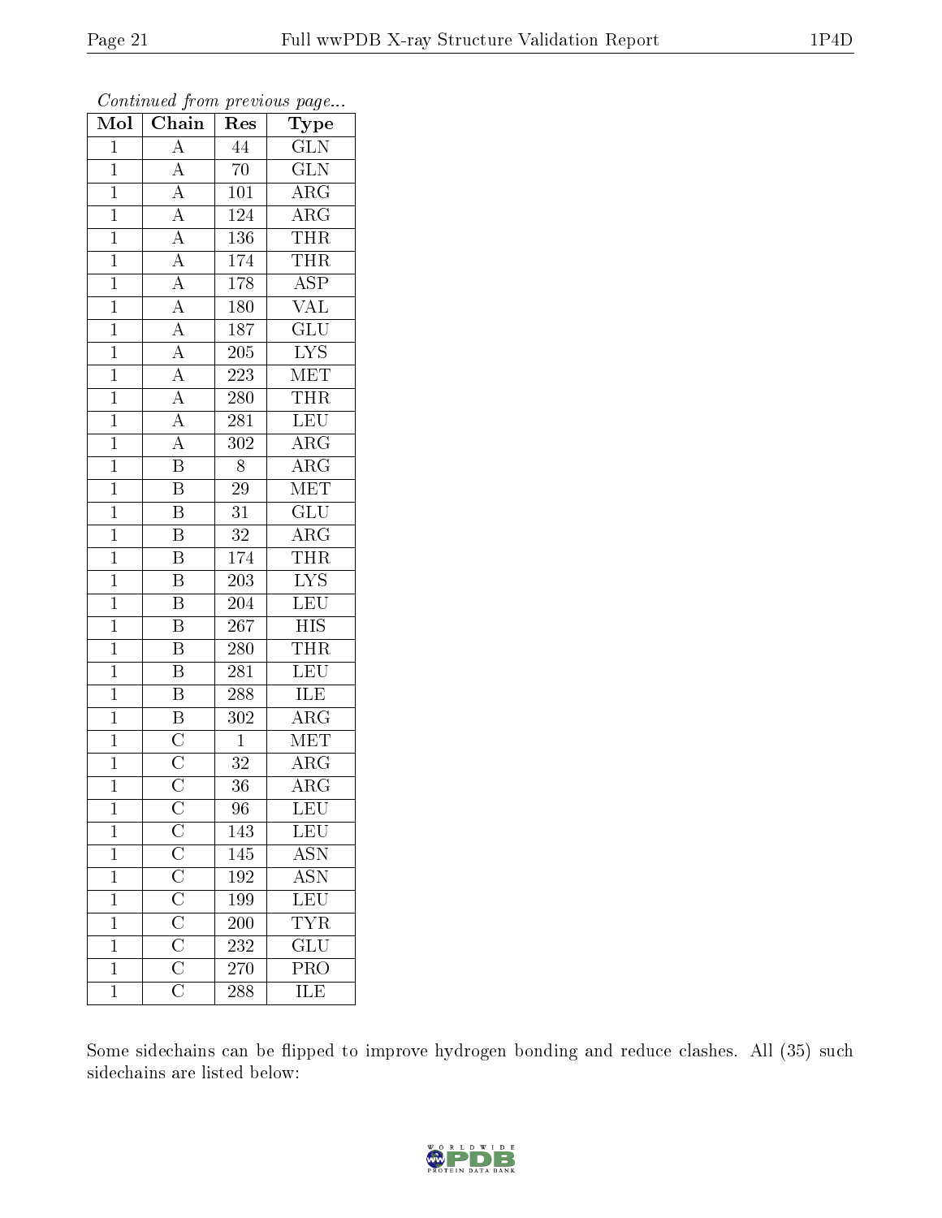*Continued from previous page...*

| Mol | Chain | Res | Type |
|---|---|---|---|
| 1 | A | 44 | GLN |
| 1 | A | 70 | GLN |
| 1 | A | 101 | ARG |
| 1 | A | 124 | ARG |
| 1 | A | 136 | THR |
| 1 | A | 174 | THR |
| 1 | A | 178 | ASP |
| 1 | A | 180 | VAL |
| 1 | A | 187 | GLU |
| 1 | A | 205 | LYS |
| 1 | A | 223 | MET |
| 1 | A | 280 | THR |
| 1 | A | 281 | LEU |
| 1 | A | 302 | ARG |
| 1 | B | 8 | ARG |
| 1 | B | 29 | MET |
| 1 | B | 31 | GLU |
| 1 | B | 32 | ARG |
| 1 | B | 174 | THR |
| 1 | B | 203 | LYS |
| 1 | B | 204 | LEU |
| 1 | B | 267 | HIS |
| 1 | B | 280 | THR |
| 1 | B | 281 | LEU |
| 1 | B | 288 | ILE |
| 1 | B | 302 | ARG |
| 1 | C | 1 | MET |
| 1 | C | 32 | ARG |
| 1 | C | 36 | ARG |
| 1 | C | 96 | LEU |
| 1 | C | 143 | LEU |
| 1 | C | 145 | ASN |
| 1 | C | 192 | ASN |
| 1 | C | 199 | LEU |
| 1 | C | 200 | TYR |
| 1 | C | 232 | GLU |
| 1 | C | 270 | PRO |
| 1 | C | 288 | ILE |

Some sidechains can be flipped to improve hydrogen bonding and reduce clashes. All (35) such sidechains are listed below: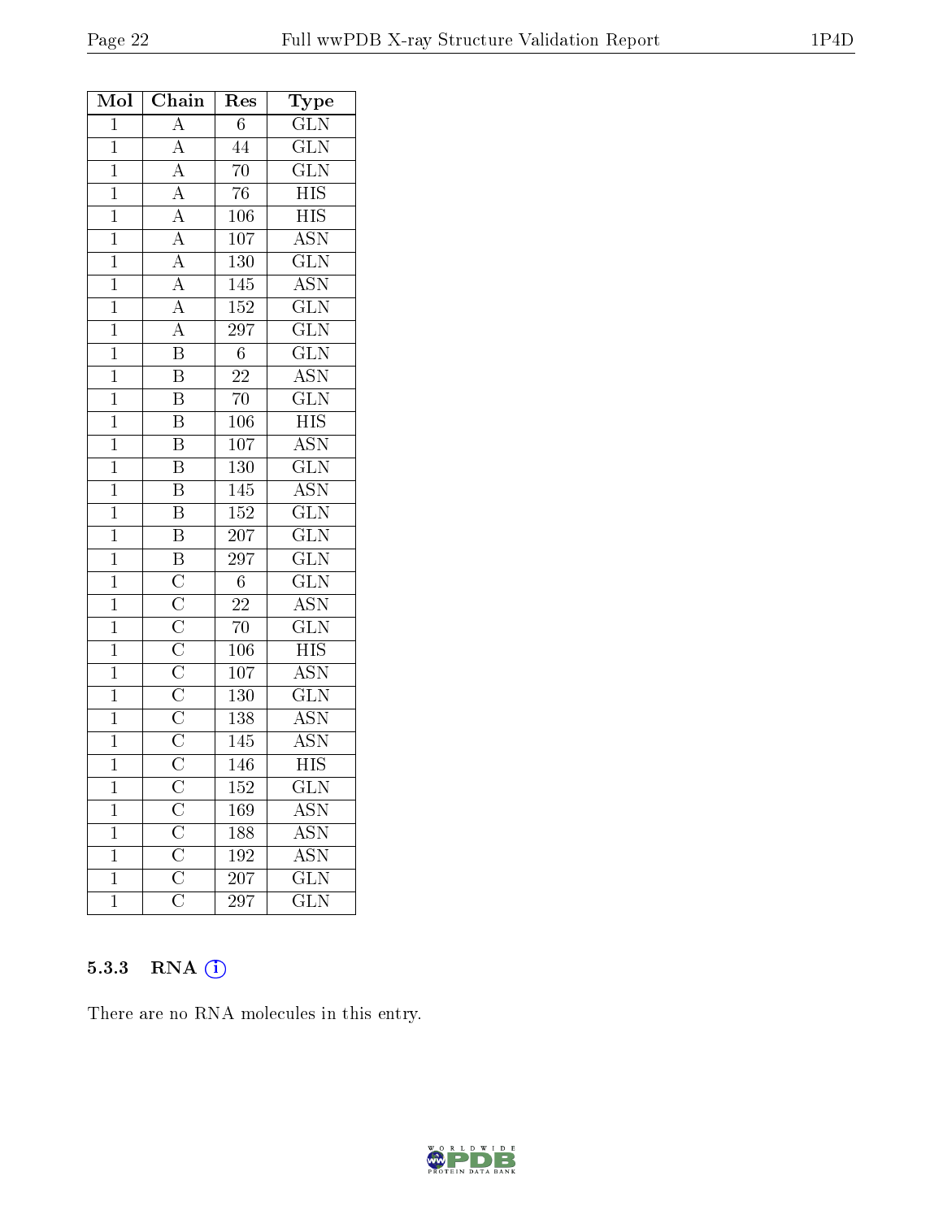| Mol | Chain | Res | Type |
|---|---|---|---|
| 1 | A | 6 | GLN |
| 1 | A | 44 | GLN |
| 1 | A | 70 | GLN |
| 1 | A | 76 | HIS |
| 1 | A | 106 | HIS |
| 1 | A | 107 | ASN |
| 1 | A | 130 | GLN |
| 1 | A | 145 | ASN |
| 1 | A | 152 | GLN |
| 1 | A | 297 | GLN |
| 1 | B | 6 | GLN |
| 1 | B | 22 | ASN |
| 1 | B | 70 | GLN |
| 1 | B | 106 | HIS |
| 1 | B | 107 | ASN |
| 1 | B | 130 | GLN |
| 1 | B | 145 | ASN |
| 1 | B | 152 | GLN |
| 1 | B | 207 | GLN |
| 1 | B | 297 | GLN |
| 1 | C | 6 | GLN |
| 1 | C | 22 | ASN |
| 1 | C | 70 | GLN |
| 1 | C | 106 | HIS |
| 1 | C | 107 | ASN |
| 1 | C | 130 | GLN |
| 1 | C | 138 | ASN |
| 1 | C | 145 | ASN |
| 1 | C | 146 | HIS |
| 1 | C | 152 | GLN |
| 1 | C | 169 | ASN |
| 1 | C | 188 | ASN |
| 1 | C | 192 | ASN |
| 1 | C | 207 | GLN |
| 1 | C | 297 | GLN |

### 5.3.3 RNA

There are no RNA molecules in this entry.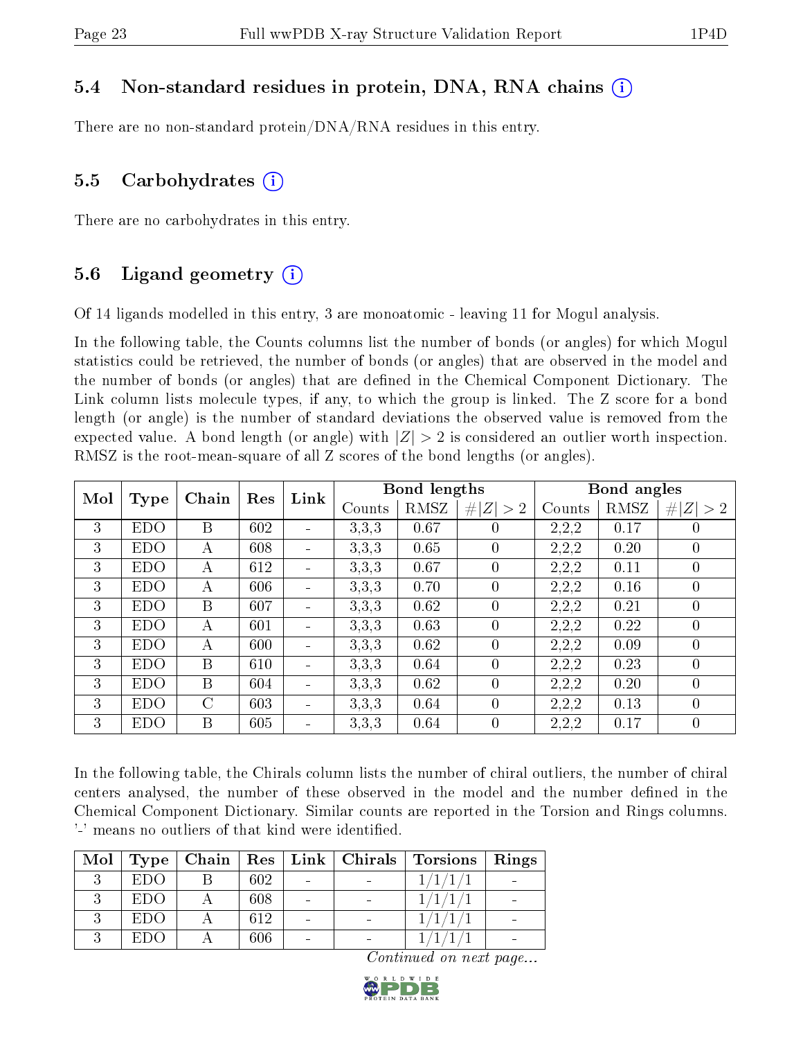### 5.4 Non-standard residues in protein, DNA, RNA chains

There are no non-standard protein/DNA/RNA residues in this entry.

### 5.5 Carbohydrates

There are no carbohydrates in this entry.

### 5.6 Ligand geometry

Of 14 ligands modelled in this entry, 3 are monoatomic - leaving 11 for Mogul analysis.

In the following table, the Counts columns list the number of bonds (or angles) for which Mogul statistics could be retrieved, the number of bonds (or angles) that are observed in the model and the number of bonds (or angles) that are defined in the Chemical Component Dictionary. The Link column lists molecule types, if any, to which the group is linked. The Z score for a bond length (or angle) is the number of standard deviations the observed value is removed from the expected value. A bond length (or angle) with $|Z| > 2$ is considered an outlier worth inspection. RMSZ is the root-mean-square of all Z scores of the bond lengths (or angles).

| Mol | Type | Chain | Res | Link | Bond lengths | | | Bond angles | | |
|---|---|---|---|---|---|---|---|---|---|---|
| | | | | | Counts | RMSZ | $\#\|Z\| > 2$ | Counts | RMSZ | $\#\|Z\| > 2$ |
| 3 | EDO | B | 602 | - | 3,3,3 | 0.67 | 0 | 2,2,2 | 0.17 | 0 |
| 3 | EDO | A | 608 | - | 3,3,3 | 0.65 | 0 | 2,2,2 | 0.20 | 0 |
| 3 | EDO | A | 612 | - | 3,3,3 | 0.67 | 0 | 2,2,2 | 0.11 | 0 |
| 3 | EDO | A | 606 | - | 3,3,3 | 0.70 | 0 | 2,2,2 | 0.16 | 0 |
| 3 | EDO | B | 607 | - | 3,3,3 | 0.62 | 0 | 2,2,2 | 0.21 | 0 |
| 3 | EDO | A | 601 | - | 3,3,3 | 0.63 | 0 | 2,2,2 | 0.22 | 0 |
| 3 | EDO | A | 600 | - | 3,3,3 | 0.62 | 0 | 2,2,2 | 0.09 | 0 |
| 3 | EDO | B | 610 | - | 3,3,3 | 0.64 | 0 | 2,2,2 | 0.23 | 0 |
| 3 | EDO | B | 604 | - | 3,3,3 | 0.62 | 0 | 2,2,2 | 0.20 | 0 |
| 3 | EDO | C | 603 | - | 3,3,3 | 0.64 | 0 | 2,2,2 | 0.13 | 0 |
| 3 | EDO | B | 605 | - | 3,3,3 | 0.64 | 0 | 2,2,2 | 0.17 | 0 |

In the following table, the Chirals column lists the number of chiral outliers, the number of chiral centers analysed, the number of these observed in the model and the number defined in the Chemical Component Dictionary. Similar counts are reported in the Torsion and Rings columns. '-' means no outliers of that kind were identified.

| Mol | Type | Chain | Res | Link | Chirals | Torsions | Rings |
|---|---|---|---|---|---|---|---|
| 3 | EDO | B | 602 | - | - | 1/1/1/1 | - |
| 3 | EDO | A | 608 | - | - | 1/1/1/1 | - |
| 3 | EDO | A | 612 | - | - | 1/1/1/1 | - |
| 3 | EDO | A | 606 | - | - | 1/1/1/1 | - |

*Continued on next page...*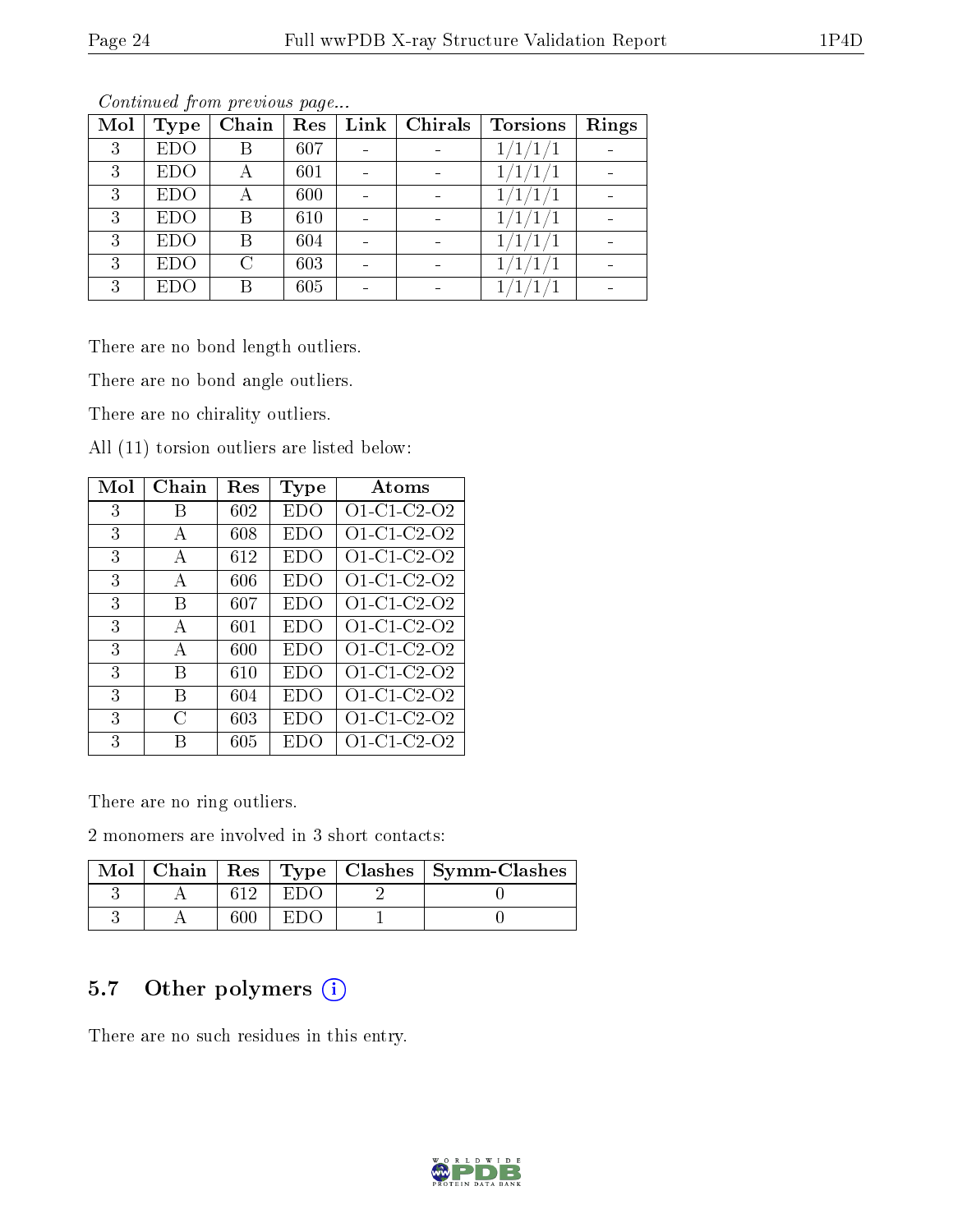*Continued from previous page...*

| Mol | Type | Chain | Res | Link | Chirals | Torsions | Rings |
|---|---|---|---|---|---|---|---|
| 3 | EDO | B | 607 | - | - | 1/1/1/1 | - |
| 3 | EDO | A | 601 | - | - | 1/1/1/1 | - |
| 3 | EDO | A | 600 | - | - | 1/1/1/1 | - |
| 3 | EDO | B | 610 | - | - | 1/1/1/1 | - |
| 3 | EDO | B | 604 | - | - | 1/1/1/1 | - |
| 3 | EDO | C | 603 | - | - | 1/1/1/1 | - |
| 3 | EDO | B | 605 | - | - | 1/1/1/1 | - |

There are no bond length outliers.

There are no bond angle outliers.

There are no chirality outliers.

All (11) torsion outliers are listed below:

| Mol | Chain | Res | Type | Atoms |
|---|---|---|---|---|
| 3 | B | 602 | EDO | O1-C1-C2-O2 |
| 3 | A | 608 | EDO | O1-C1-C2-O2 |
| 3 | A | 612 | EDO | O1-C1-C2-O2 |
| 3 | A | 606 | EDO | O1-C1-C2-O2 |
| 3 | B | 607 | EDO | O1-C1-C2-O2 |
| 3 | A | 601 | EDO | O1-C1-C2-O2 |
| 3 | A | 600 | EDO | O1-C1-C2-O2 |
| 3 | B | 610 | EDO | O1-C1-C2-O2 |
| 3 | B | 604 | EDO | O1-C1-C2-O2 |
| 3 | C | 603 | EDO | O1-C1-C2-O2 |
| 3 | B | 605 | EDO | O1-C1-C2-O2 |

There are no ring outliers.

2 monomers are involved in 3 short contacts:

| Mol | Chain | Res | Type | Clashes | Symm-Clashes |
|---|---|---|---|---|---|
| 3 | A | 612 | EDO | 2 | 0 |
| 3 | A | 600 | EDO | 1 | 0 |

## 5.7 Other polymers

There are no such residues in this entry.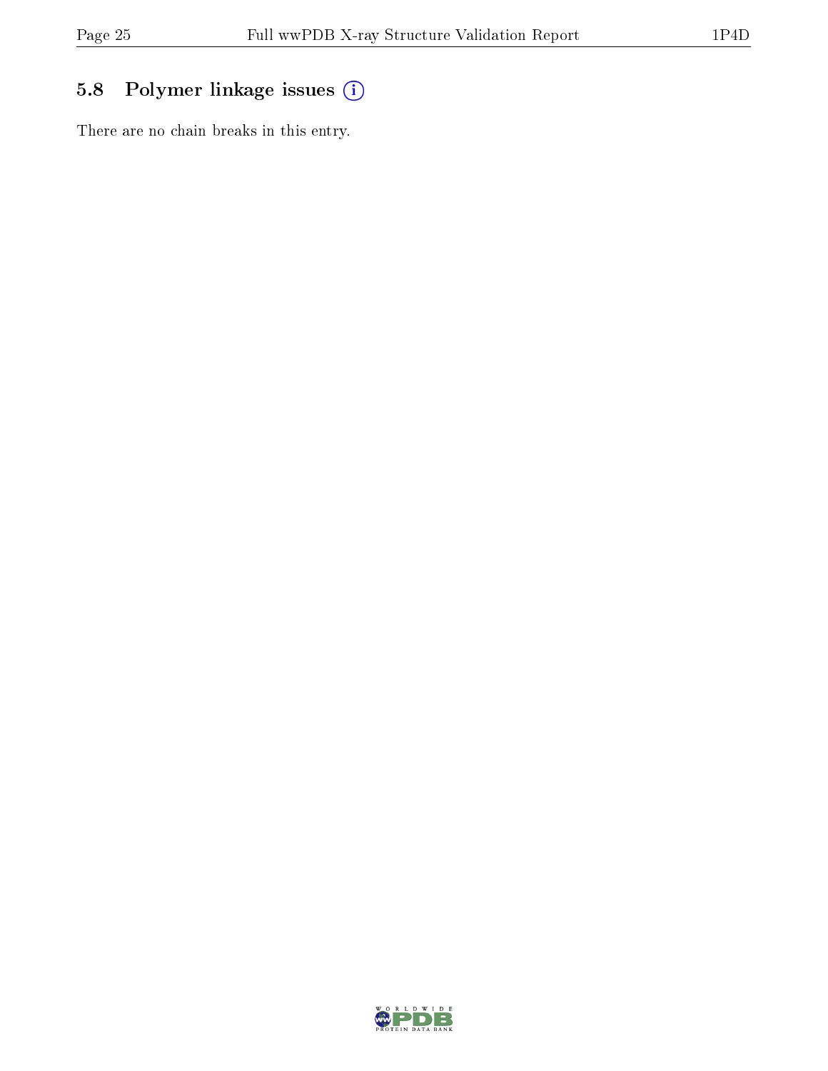## 5.8 Polymer linkage issues (i)

There are no chain breaks in this entry.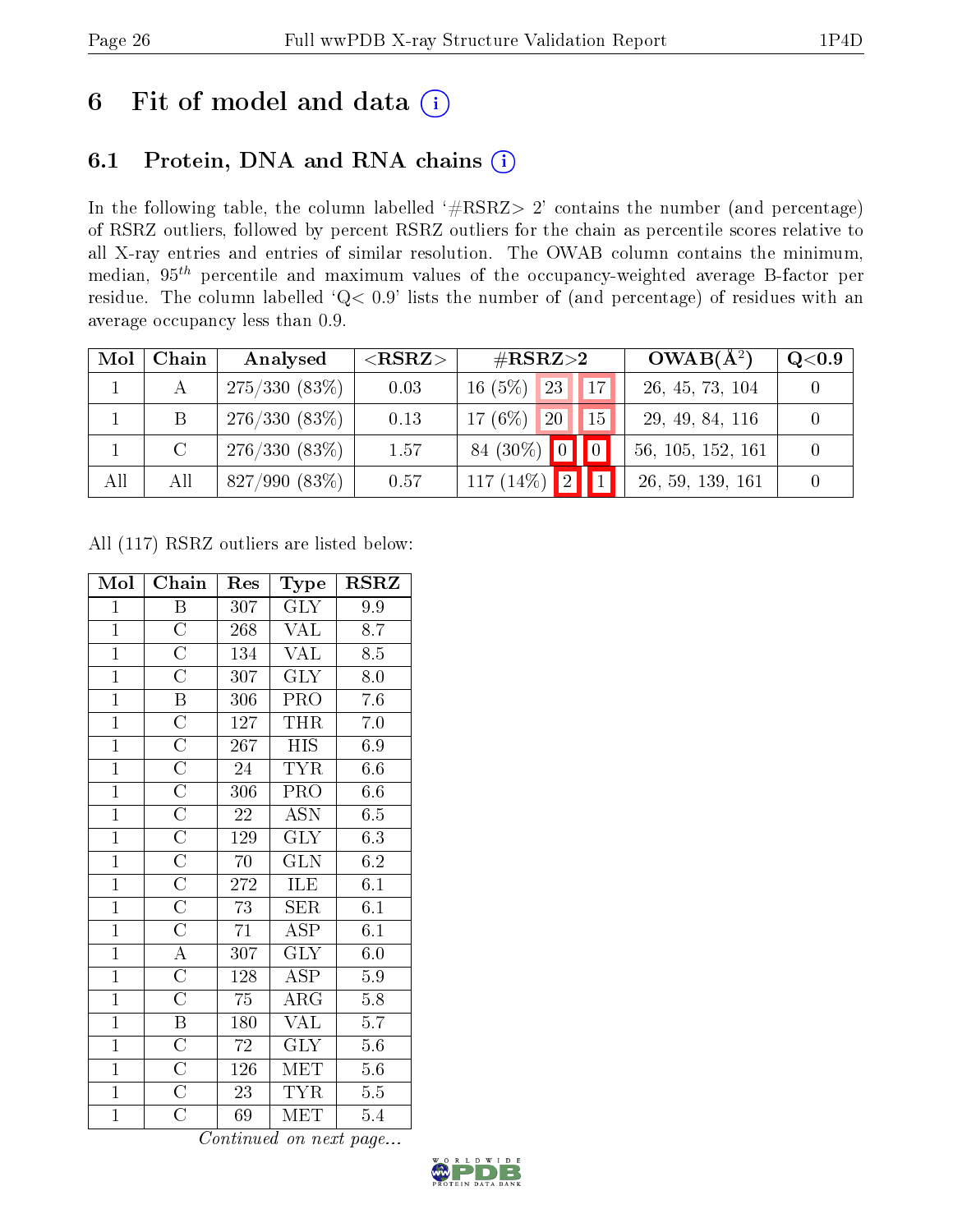# 6 Fit of model and data (i)

## 6.1 Protein, DNA and RNA chains (i)

In the following table, the column labelled '#RSRZ> 2' contains the number (and percentage) of RSRZ outliers, followed by percent RSRZ outliers for the chain as percentile scores relative to all X-ray entries and entries of similar resolution. The OWAB column contains the minimum, median, $95^{th}$ percentile and maximum values of the occupancy-weighted average B-factor per residue. The column labelled 'Q< 0.9' lists the number of (and percentage) of residues with an average occupancy less than 0.9.

| Mol | Chain | Analysed | <RSRZ> | #RSRZ>2 | | | OWAB(Å$^2$) | Q<0.9 |
|---|---|---|---|---|---|---|---|---|
| 1 | A | 275/330 (83%) | 0.03 | 16 (5%) | 23 | 17 | 26, 45, 73, 104 | 0 |
| 1 | B | 276/330 (83%) | 0.13 | 17 (6%) | 20 | 15 | 29, 49, 84, 116 | 0 |
| 1 | C | 276/330 (83%) | 1.57 | 84 (30%) | 0 | 0 | 56, 105, 152, 161 | 0 |
| All | All | 827/990 (83%) | 0.57 | 117 (14%) | 2 | 1 | 26, 59, 139, 161 | 0 |

All (117) RSRZ outliers are listed below:

| Mol | Chain | Res | Type | RSRZ |
|---|---|---|---|---|
| 1 | B | 307 | GLY | 9.9 |
| 1 | C | 268 | VAL | 8.7 |
| 1 | C | 134 | VAL | 8.5 |
| 1 | C | 307 | GLY | 8.0 |
| 1 | B | 306 | PRO | 7.6 |
| 1 | C | 127 | THR | 7.0 |
| 1 | C | 267 | HIS | 6.9 |
| 1 | C | 24 | TYR | 6.6 |
| 1 | C | 306 | PRO | 6.6 |
| 1 | C | 22 | ASN | 6.5 |
| 1 | C | 129 | GLY | 6.3 |
| 1 | C | 70 | GLN | 6.2 |
| 1 | C | 272 | ILE | 6.1 |
| 1 | C | 73 | SER | 6.1 |
| 1 | C | 71 | ASP | 6.1 |
| 1 | A | 307 | GLY | 6.0 |
| 1 | C | 128 | ASP | 5.9 |
| 1 | C | 75 | ARG | 5.8 |
| 1 | B | 180 | VAL | 5.7 |
| 1 | C | 72 | GLY | 5.6 |
| 1 | C | 126 | MET | 5.6 |
| 1 | C | 23 | TYR | 5.5 |
| 1 | C | 69 | MET | 5.4 |

*Continued on next page...*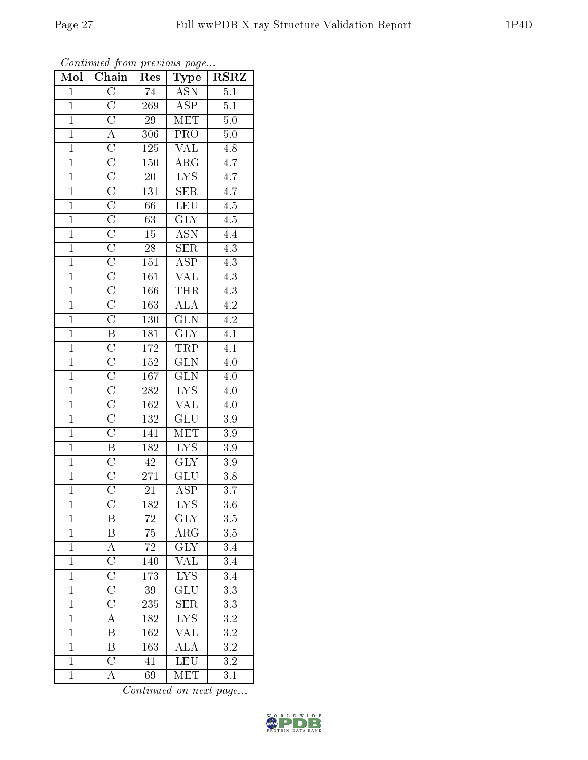*Continued from previous page...*

| Mol | Chain | Res | Type | RSRZ |
|---|---|---|---|---|
| 1 | C | 74 | ASN | 5.1 |
| 1 | C | 269 | ASP | 5.1 |
| 1 | C | 29 | MET | 5.0 |
| 1 | A | 306 | PRO | 5.0 |
| 1 | C | 125 | VAL | 4.8 |
| 1 | C | 150 | ARG | 4.7 |
| 1 | C | 20 | LYS | 4.7 |
| 1 | C | 131 | SER | 4.7 |
| 1 | C | 66 | LEU | 4.5 |
| 1 | C | 63 | GLY | 4.5 |
| 1 | C | 15 | ASN | 4.4 |
| 1 | C | 28 | SER | 4.3 |
| 1 | C | 151 | ASP | 4.3 |
| 1 | C | 161 | VAL | 4.3 |
| 1 | C | 166 | THR | 4.3 |
| 1 | C | 163 | ALA | 4.2 |
| 1 | C | 130 | GLN | 4.2 |
| 1 | B | 181 | GLY | 4.1 |
| 1 | C | 172 | TRP | 4.1 |
| 1 | C | 152 | GLN | 4.0 |
| 1 | C | 167 | GLN | 4.0 |
| 1 | C | 282 | LYS | 4.0 |
| 1 | C | 162 | VAL | 4.0 |
| 1 | C | 132 | GLU | 3.9 |
| 1 | C | 141 | MET | 3.9 |
| 1 | B | 182 | LYS | 3.9 |
| 1 | C | 42 | GLY | 3.9 |
| 1 | C | 271 | GLU | 3.8 |
| 1 | C | 21 | ASP | 3.7 |
| 1 | C | 182 | LYS | 3.6 |
| 1 | B | 72 | GLY | 3.5 |
| 1 | B | 75 | ARG | 3.5 |
| 1 | A | 72 | GLY | 3.4 |
| 1 | C | 140 | VAL | 3.4 |
| 1 | C | 173 | LYS | 3.4 |
| 1 | C | 39 | GLU | 3.3 |
| 1 | C | 235 | SER | 3.3 |
| 1 | A | 182 | LYS | 3.2 |
| 1 | B | 162 | VAL | 3.2 |
| 1 | B | 163 | ALA | 3.2 |
| 1 | C | 41 | LEU | 3.2 |
| 1 | A | 69 | MET | 3.1 |

*Continued on next page...*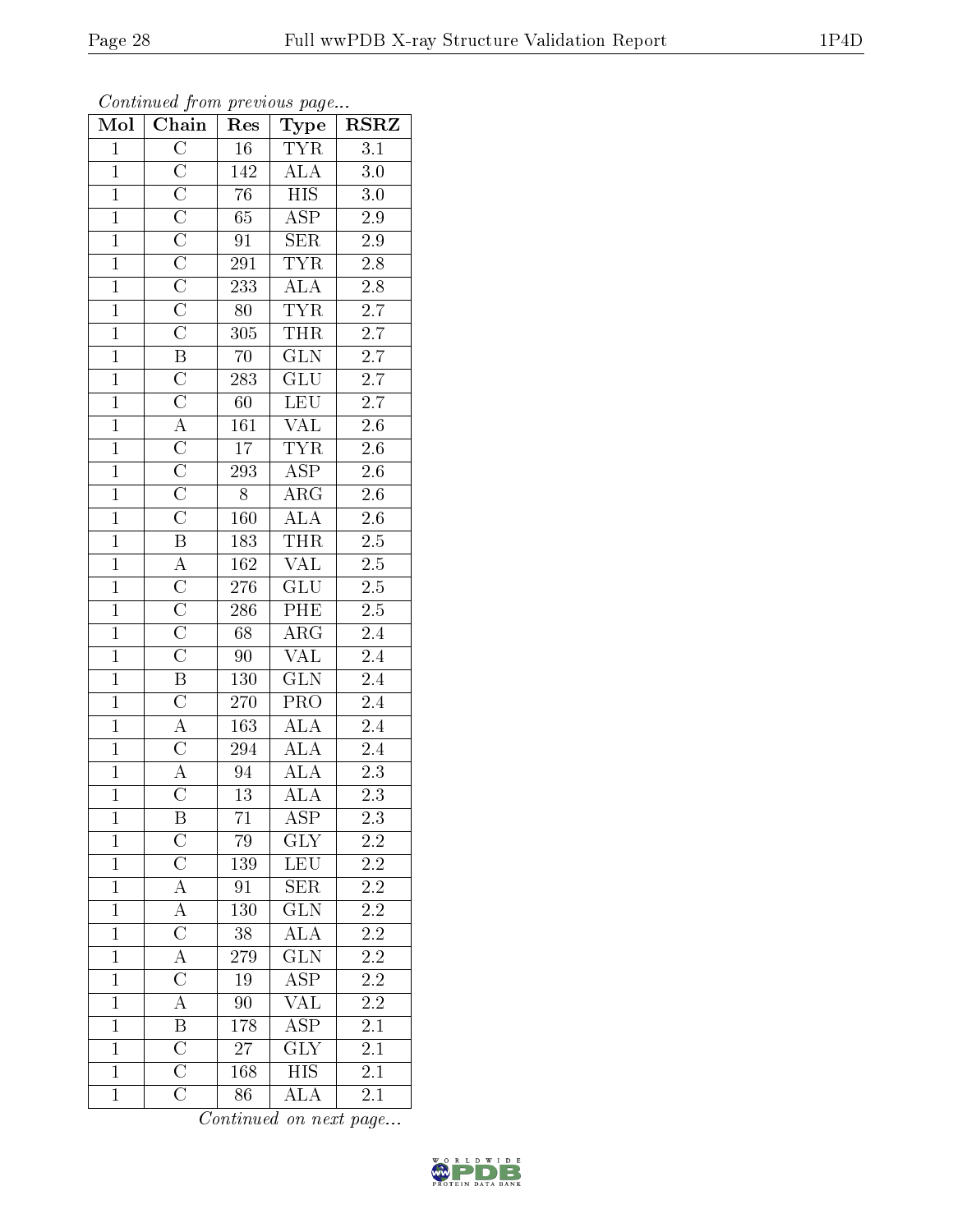*Continued from previous page...*

| Mol | Chain | Res | Type | RSRZ |
|---|---|---|---|---|
| 1 | C | 16 | TYR | 3.1 |
| 1 | C | 142 | ALA | 3.0 |
| 1 | C | 76 | HIS | 3.0 |
| 1 | C | 65 | ASP | 2.9 |
| 1 | C | 91 | SER | 2.9 |
| 1 | C | 291 | TYR | 2.8 |
| 1 | C | 233 | ALA | 2.8 |
| 1 | C | 80 | TYR | 2.7 |
| 1 | C | 305 | THR | 2.7 |
| 1 | B | 70 | GLN | 2.7 |
| 1 | C | 283 | GLU | 2.7 |
| 1 | C | 60 | LEU | 2.7 |
| 1 | A | 161 | VAL | 2.6 |
| 1 | C | 17 | TYR | 2.6 |
| 1 | C | 293 | ASP | 2.6 |
| 1 | C | 8 | ARG | 2.6 |
| 1 | C | 160 | ALA | 2.6 |
| 1 | B | 183 | THR | 2.5 |
| 1 | A | 162 | VAL | 2.5 |
| 1 | C | 276 | GLU | 2.5 |
| 1 | C | 286 | PHE | 2.5 |
| 1 | C | 68 | ARG | 2.4 |
| 1 | C | 90 | VAL | 2.4 |
| 1 | B | 130 | GLN | 2.4 |
| 1 | C | 270 | PRO | 2.4 |
| 1 | A | 163 | ALA | 2.4 |
| 1 | C | 294 | ALA | 2.4 |
| 1 | A | 94 | ALA | 2.3 |
| 1 | C | 13 | ALA | 2.3 |
| 1 | B | 71 | ASP | 2.3 |
| 1 | C | 79 | GLY | 2.2 |
| 1 | C | 139 | LEU | 2.2 |
| 1 | A | 91 | SER | 2.2 |
| 1 | A | 130 | GLN | 2.2 |
| 1 | C | 38 | ALA | 2.2 |
| 1 | A | 279 | GLN | 2.2 |
| 1 | C | 19 | ASP | 2.2 |
| 1 | A | 90 | VAL | 2.2 |
| 1 | B | 178 | ASP | 2.1 |
| 1 | C | 27 | GLY | 2.1 |
| 1 | C | 168 | HIS | 2.1 |
| 1 | C | 86 | ALA | 2.1 |

*Continued on next page...*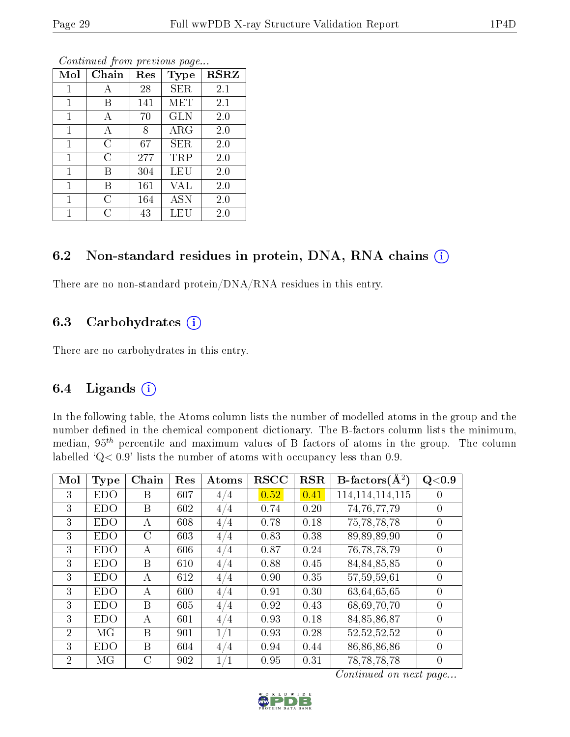*Continued from previous page...*

| Mol | Chain | Res | Type | RSRZ |
|---|---|---|---|---|
| 1 | A | 28 | SER | 2.1 |
| 1 | B | 141 | MET | 2.1 |
| 1 | A | 70 | GLN | 2.0 |
| 1 | A | 8 | ARG | 2.0 |
| 1 | C | 67 | SER | 2.0 |
| 1 | C | 277 | TRP | 2.0 |
| 1 | B | 304 | LEU | 2.0 |
| 1 | B | 161 | VAL | 2.0 |
| 1 | C | 164 | ASN | 2.0 |
| 1 | C | 43 | LEU | 2.0 |

## 6.2 Non-standard residues in protein, DNA, RNA chains

There are no non-standard protein/DNA/RNA residues in this entry.

## 6.3 Carbohydrates

There are no carbohydrates in this entry.

## 6.4 Ligands

In the following table, the Atoms column lists the number of modelled atoms in the group and the number defined in the chemical component dictionary. The B-factors column lists the minimum, median, $95^{th}$ percentile and maximum values of B factors of atoms in the group. The column labelled 'Q< 0.9' lists the number of atoms with occupancy less than 0.9.

| Mol | Type | Chain | Res | Atoms | RSCC | RSR | B-factors(Å$^2$) | Q<0.9 |
|---|---|---|---|---|---|---|---|---|
| 3 | EDO | B | 607 | 4/4 | 0.52 | 0.41 | 114,114,114,115 | 0 |
| 3 | EDO | B | 602 | 4/4 | 0.74 | 0.20 | 74,76,77,79 | 0 |
| 3 | EDO | A | 608 | 4/4 | 0.78 | 0.18 | 75,78,78,78 | 0 |
| 3 | EDO | C | 603 | 4/4 | 0.83 | 0.38 | 89,89,89,90 | 0 |
| 3 | EDO | A | 606 | 4/4 | 0.87 | 0.24 | 76,78,78,79 | 0 |
| 3 | EDO | B | 610 | 4/4 | 0.88 | 0.45 | 84,84,85,85 | 0 |
| 3 | EDO | A | 612 | 4/4 | 0.90 | 0.35 | 57,59,59,61 | 0 |
| 3 | EDO | A | 600 | 4/4 | 0.91 | 0.30 | 63,64,65,65 | 0 |
| 3 | EDO | B | 605 | 4/4 | 0.92 | 0.43 | 68,69,70,70 | 0 |
| 3 | EDO | A | 601 | 4/4 | 0.93 | 0.18 | 84,85,86,87 | 0 |
| 2 | MG | B | 901 | 1/1 | 0.93 | 0.28 | 52,52,52,52 | 0 |
| 3 | EDO | B | 604 | 4/4 | 0.94 | 0.44 | 86,86,86,86 | 0 |
| 2 | MG | C | 902 | 1/1 | 0.95 | 0.31 | 78,78,78,78 | 0 |

*Continued on next page...*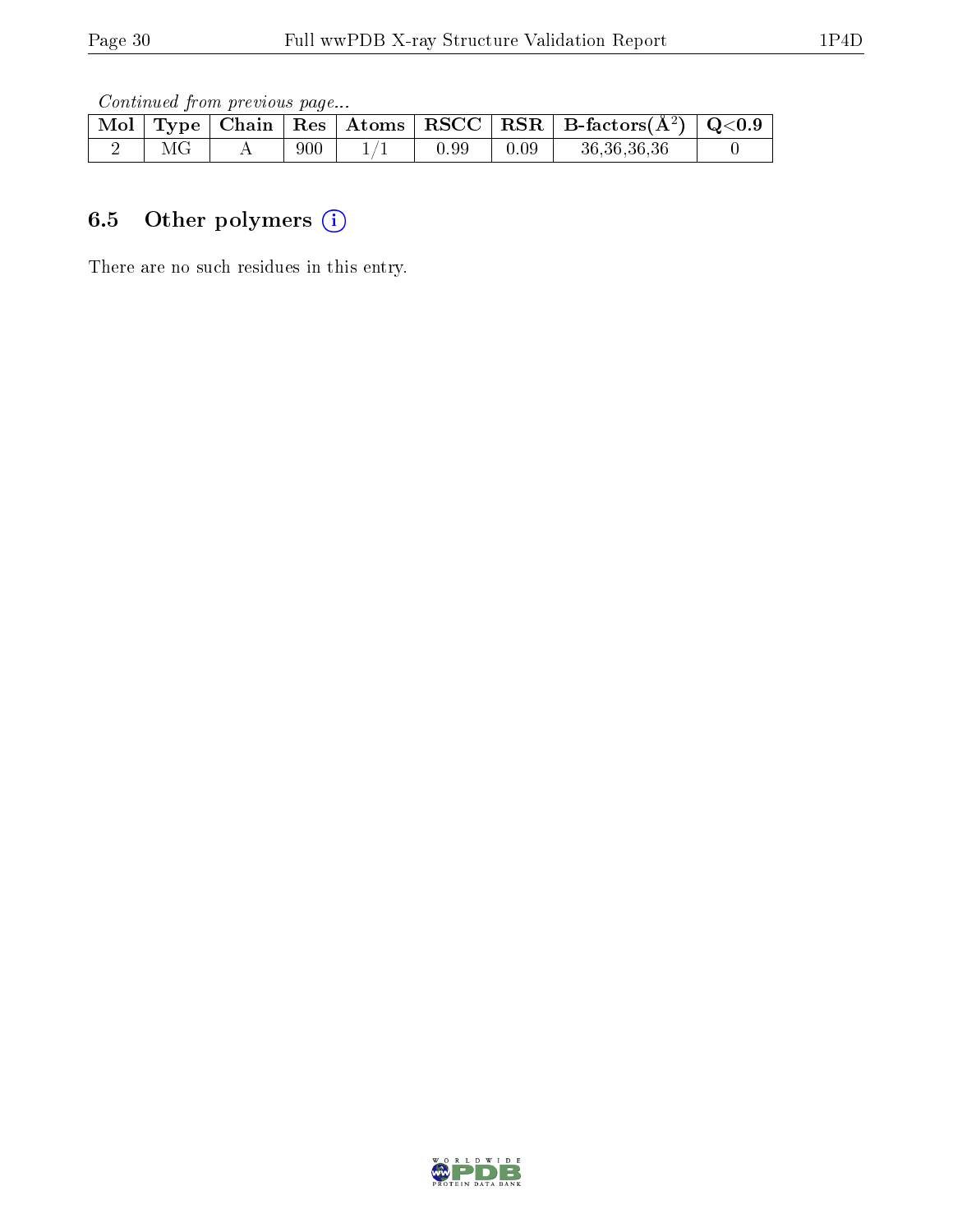*Continued from previous page...*

| Mol | Type | Chain | Res | Atoms | RSCC | RSR | B-factors($Å^2$) | Q<0.9 |
|---|---|---|---|---|---|---|---|---|
| 2 | MG | A | 900 | 1/1 | 0.99 | 0.09 | 36,36,36,36 | 0 |

### 6.5 Other polymers

There are no such residues in this entry.